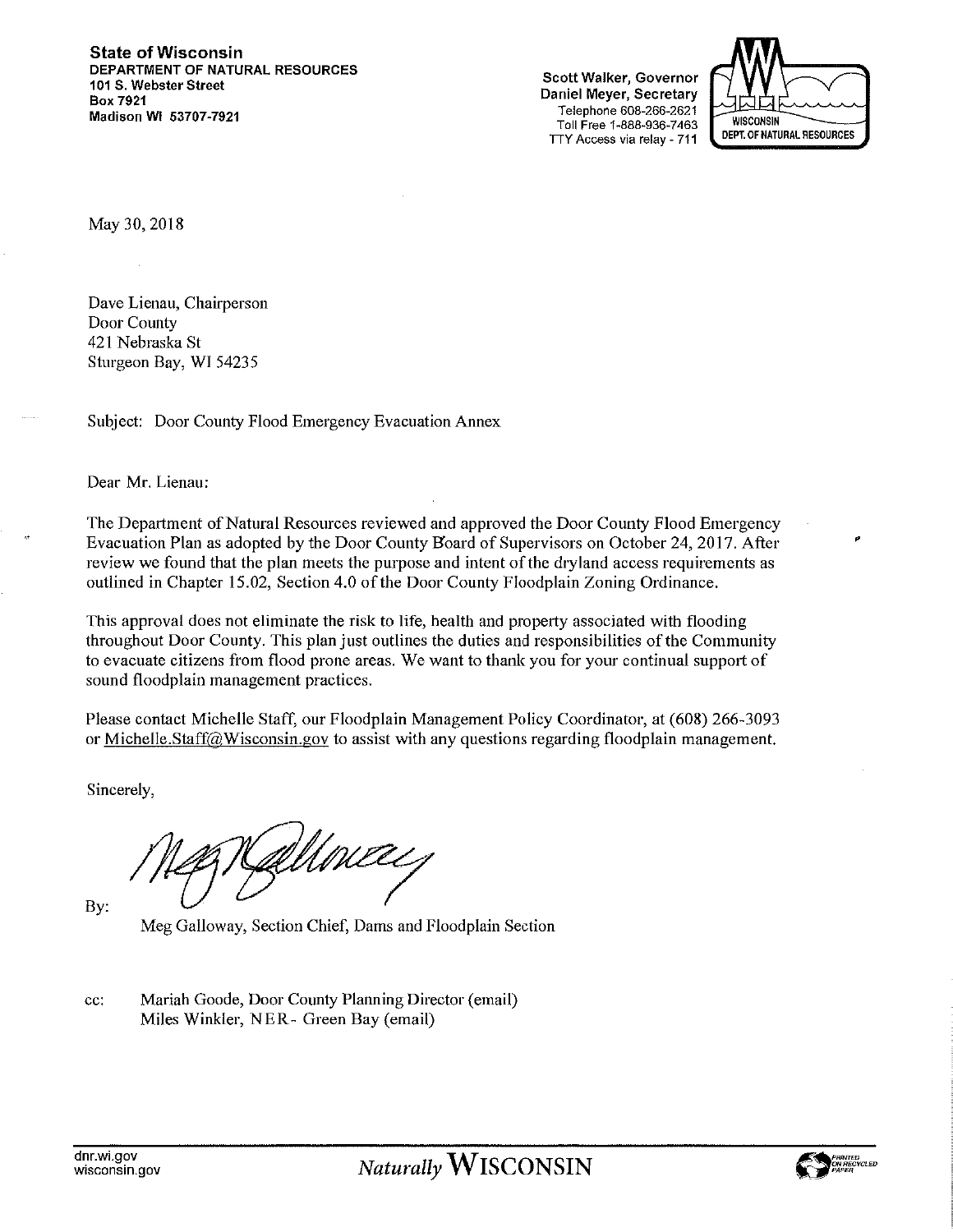**State of Wisconsin**
**DEPARTMENT OF NATURAL RESOURCES**
**101 S. Webster Street**
**Box 7921**
**Madison WI 53707-7921**

**Scott Walker, Governor**
**Daniel Meyer, Secretary**
Telephone 608-266-2621
Toll Free 1-888-936-7463
TTY Access via relay - 711

May 30, 2018

Dave Lienau, Chairperson
Door County
421 Nebraska St
Sturgeon Bay, WI 54235

Subject: Door County Flood Emergency Evacuation Annex

Dear Mr. Lienau:

The Department of Natural Resources reviewed and approved the Door County Flood Emergency Evacuation Plan as adopted by the Door County Board of Supervisors on October 24, 2017. After review we found that the plan meets the purpose and intent of the dryland access requirements as outlined in Chapter 15.02, Section 4.0 of the Door County Floodplain Zoning Ordinance.

This approval does not eliminate the risk to life, health and property associated with flooding throughout Door County. This plan just outlines the duties and responsibilities of the Community to evacuate citizens from flood prone areas. We want to thank you for your continual support of sound floodplain management practices.

Please contact Michelle Staff, our Floodplain Management Policy Coordinator, at (608) 266-3093 or Michelle.Staff@Wisconsin.gov to assist with any questions regarding floodplain management.

Sincerely,

By:

Meg Galloway, Section Chief, Dams and Floodplain Section

cc: Mariah Goode, Door County Planning Director (email)
Miles Winkler, NER - Green Bay (email)

dnr.wi.gov
wisconsin.gov

*Naturally* WISCONSIN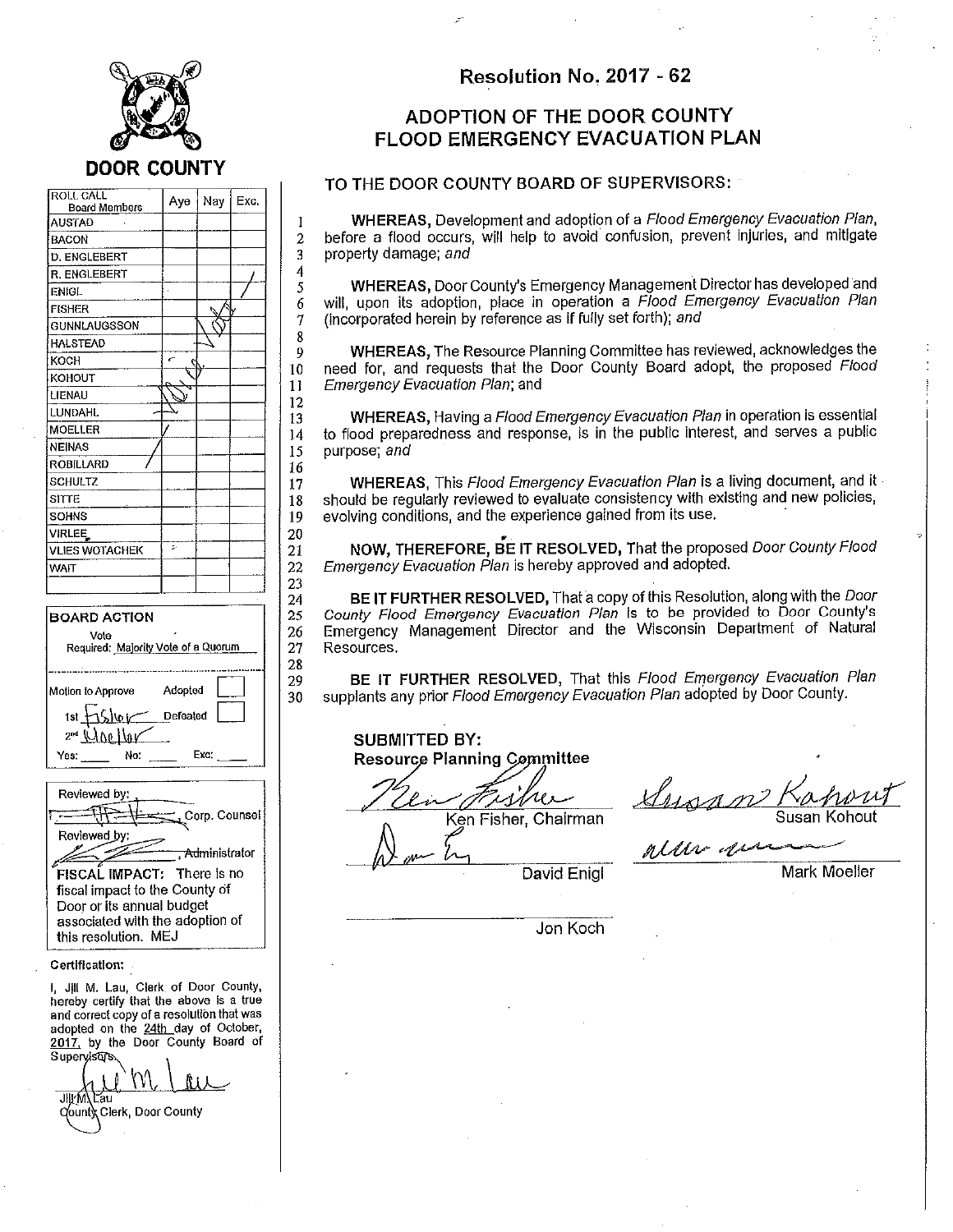**DOOR COUNTY**

| ROLL CALL Board Members | Aye | Nay | Exc. |
|---|---|---|---|
| AUSTAD | | | |
| BACON | | | |
| D. ENGLEBERT | | | |
| R. ENGLEBERT | | | |
| ENIGL | | | |
| FISHER | | | |
| GUNNLAUGSSON | | | |
| HALSTEAD | | | |
| KOCH | | | |
| KOHOUT | | | |
| LIENAU | | | |
| LUNDAHL | | | |
| MOELLER | | | |
| NEINAS | | | |
| ROBILLARD | | | |
| SCHULTZ | | | |
| SITTE | | | |
| SOHNS | | | |
| VIRLEE | | | |
| VLIES WOTACHEK | | | |
| WAIT | | | |
| | | | |

Voice Vote

**BOARD ACTION**

Vote Required: Majority Vote of a Quorum

Motion to Approve — Adopted [ ] Defeated [ ]

1st Fisher

2nd Moeller

Yes: ____ No: ____ Exc: ____

Reviewed by: ________, Corp. Counsel

Reviewed by: ________, Administrator

FISCAL IMPACT: There is no fiscal impact to the County of Door or its annual budget associated with the adoption of this resolution. MEJ

**Certification:**

I, Jill M. Lau, Clerk of Door County, hereby certify that the above is a true and correct copy of a resolution that was adopted on the 24th day of October, 2017, by the Door County Board of Supervisors.

Jill M. Lau
County Clerk, Door County

# Resolution No. 2017 - 62

## ADOPTION OF THE DOOR COUNTY FLOOD EMERGENCY EVACUATION PLAN

TO THE DOOR COUNTY BOARD OF SUPERVISORS:

1 **WHEREAS,** Development and adoption of a *Flood Emergency Evacuation Plan*,
2 before a flood occurs, will help to avoid confusion, prevent injuries, and mitigate
3 property damage; *and*
4
5 **WHEREAS,** Door County's Emergency Management Director has developed and
6 will, upon its adoption, place in operation a *Flood Emergency Evacuation Plan*
7 (incorporated herein by reference as if fully set forth); *and*
8
9 **WHEREAS,** The Resource Planning Committee has reviewed, acknowledges the
10 need for, and requests that the Door County Board adopt, the proposed *Flood*
11 *Emergency Evacuation Plan*; and
12
13 **WHEREAS,** Having a *Flood Emergency Evacuation Plan* in operation is essential
14 to flood preparedness and response, is in the public interest, and serves a public
15 purpose; *and*
16
17 **WHEREAS,** This *Flood Emergency Evacuation Plan* is a living document, and it
18 should be regularly reviewed to evaluate consistency with existing and new policies,
19 evolving conditions, and the experience gained from its use.
20
21 **NOW, THEREFORE, BE IT RESOLVED,** That the proposed *Door County Flood*
22 *Emergency Evacuation Plan* is hereby approved and adopted.
23
24 **BE IT FURTHER RESOLVED,** That a copy of this Resolution, along with the *Door*
25 *County Flood Emergency Evacuation Plan* is to be provided to Door County's
26 Emergency Management Director and the Wisconsin Department of Natural
27 Resources.
28
29 **BE IT FURTHER RESOLVED,** That this *Flood Emergency Evacuation Plan*
30 supplants any prior *Flood Emergency Evacuation Plan* adopted by Door County.

**SUBMITTED BY:**
**Resource Planning Committee**

Ken Fisher, Chairman — Susan Kohout

David Enigl — Mark Moeller

Jon Koch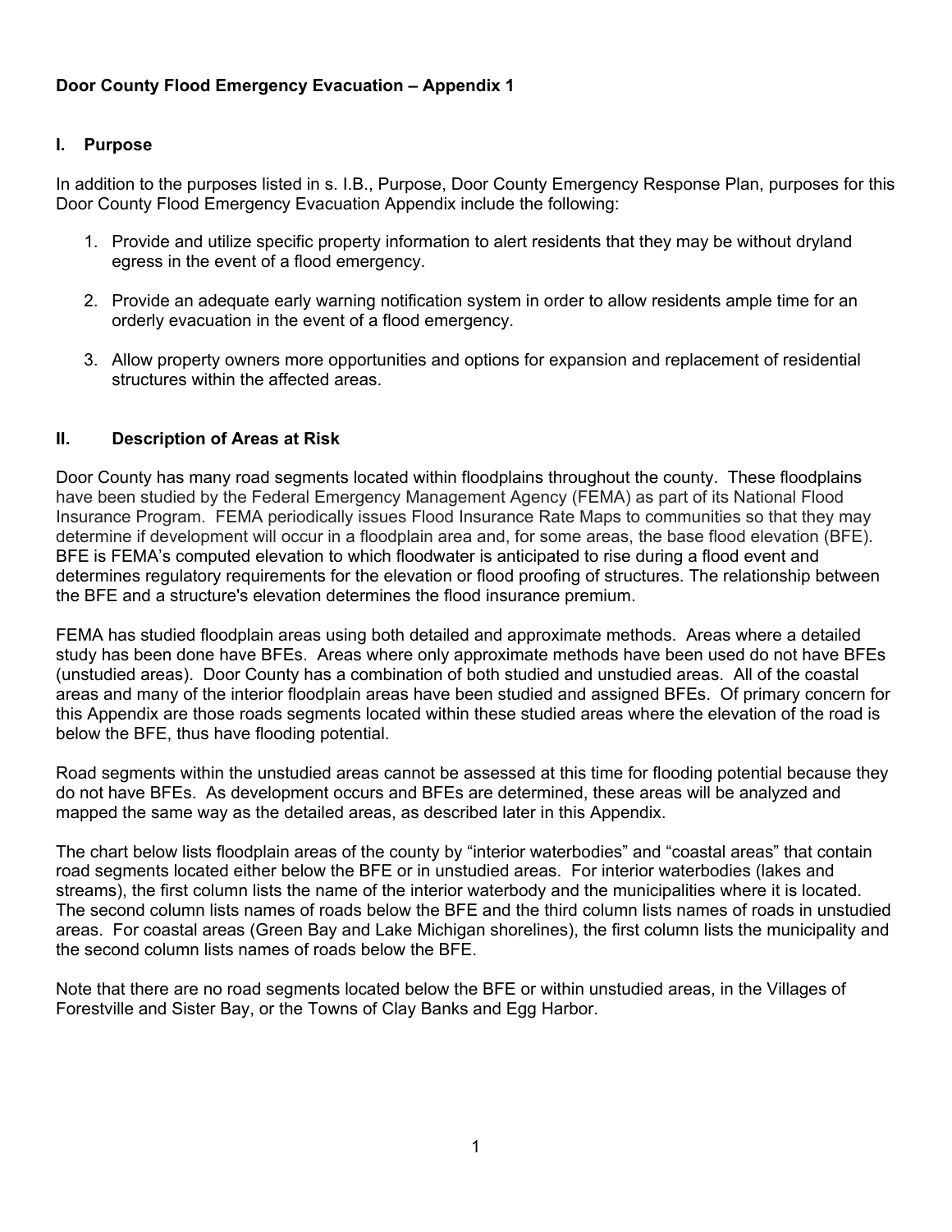**Door County Flood Emergency Evacuation – Appendix 1**

## I. Purpose

In addition to the purposes listed in s. I.B., Purpose, Door County Emergency Response Plan, purposes for this Door County Flood Emergency Evacuation Appendix include the following:

1. Provide and utilize specific property information to alert residents that they may be without dryland egress in the event of a flood emergency.
2. Provide an adequate early warning notification system in order to allow residents ample time for an orderly evacuation in the event of a flood emergency.
3. Allow property owners more opportunities and options for expansion and replacement of residential structures within the affected areas.

## II. Description of Areas at Risk

Door County has many road segments located within floodplains throughout the county. These floodplains have been studied by the Federal Emergency Management Agency (FEMA) as part of its National Flood Insurance Program. FEMA periodically issues Flood Insurance Rate Maps to communities so that they may determine if development will occur in a floodplain area and, for some areas, the base flood elevation (BFE). BFE is FEMA's computed elevation to which floodwater is anticipated to rise during a flood event and determines regulatory requirements for the elevation or flood proofing of structures. The relationship between the BFE and a structure's elevation determines the flood insurance premium.

FEMA has studied floodplain areas using both detailed and approximate methods. Areas where a detailed study has been done have BFEs. Areas where only approximate methods have been used do not have BFEs (unstudied areas). Door County has a combination of both studied and unstudied areas. All of the coastal areas and many of the interior floodplain areas have been studied and assigned BFEs. Of primary concern for this Appendix are those roads segments located within these studied areas where the elevation of the road is below the BFE, thus have flooding potential.

Road segments within the unstudied areas cannot be assessed at this time for flooding potential because they do not have BFEs. As development occurs and BFEs are determined, these areas will be analyzed and mapped the same way as the detailed areas, as described later in this Appendix.

The chart below lists floodplain areas of the county by "interior waterbodies" and "coastal areas" that contain road segments located either below the BFE or in unstudied areas. For interior waterbodies (lakes and streams), the first column lists the name of the interior waterbody and the municipalities where it is located. The second column lists names of roads below the BFE and the third column lists names of roads in unstudied areas. For coastal areas (Green Bay and Lake Michigan shorelines), the first column lists the municipality and the second column lists names of roads below the BFE.

Note that there are no road segments located below the BFE or within unstudied areas, in the Villages of Forestville and Sister Bay, or the Towns of Clay Banks and Egg Harbor.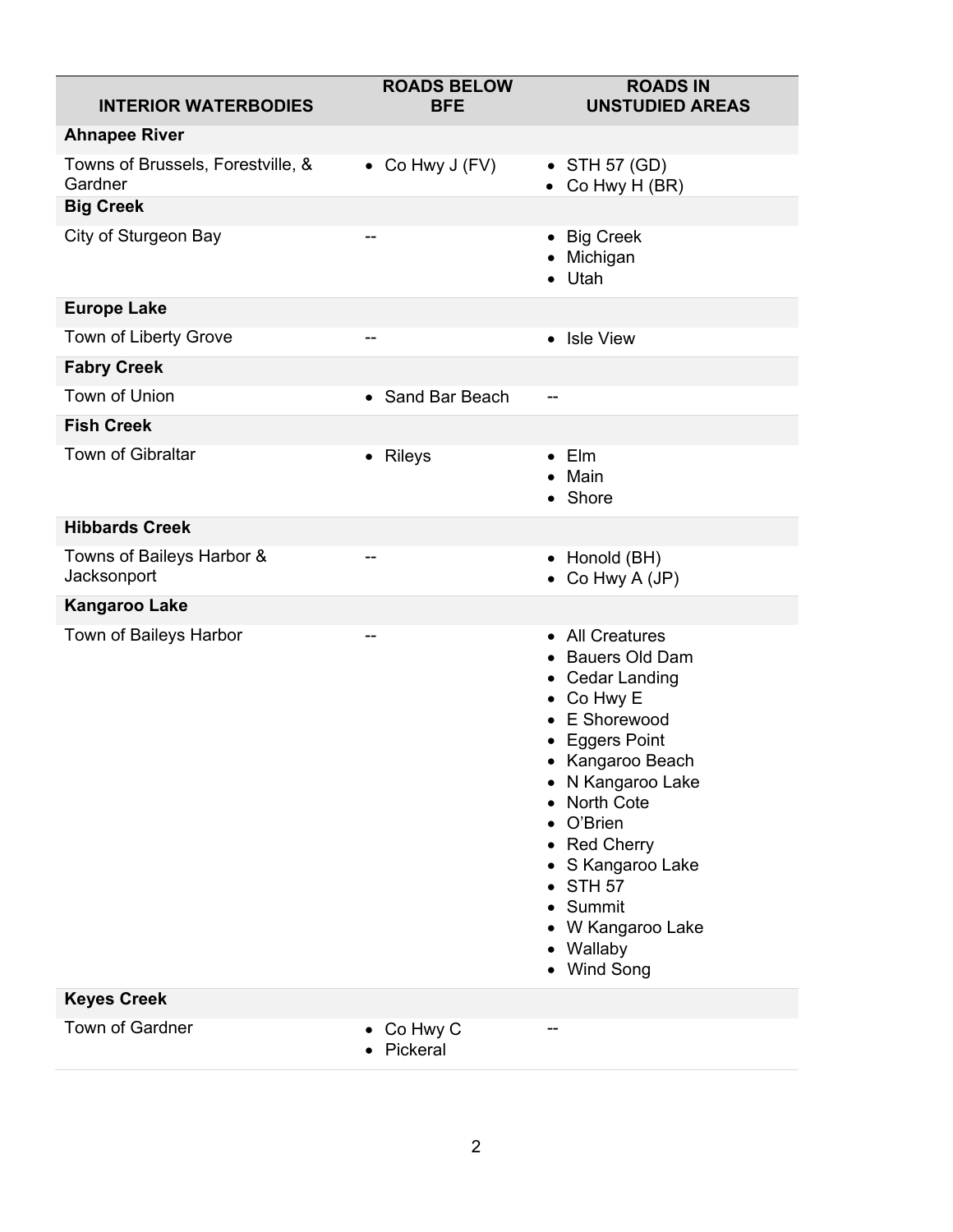| INTERIOR WATERBODIES | ROADS BELOW BFE | ROADS IN UNSTUDIED AREAS |
|---|---|---|
| **Ahnapee River** | | |
| Towns of Brussels, Forestville, & Gardner | • Co Hwy J (FV) | • STH 57 (GD)<br>• Co Hwy H (BR) |
| **Big Creek** | | |
| City of Sturgeon Bay | -- | • Big Creek<br>• Michigan<br>• Utah |
| **Europe Lake** | | |
| Town of Liberty Grove | -- | • Isle View |
| **Fabry Creek** | | |
| Town of Union | • Sand Bar Beach | -- |
| **Fish Creek** | | |
| Town of Gibraltar | • Rileys | • Elm<br>• Main<br>• Shore |
| **Hibbards Creek** | | |
| Towns of Baileys Harbor & Jacksonport | -- | • Honold (BH)<br>• Co Hwy A (JP) |
| **Kangaroo Lake** | | |
| Town of Baileys Harbor | -- | • All Creatures<br>• Bauers Old Dam<br>• Cedar Landing<br>• Co Hwy E<br>• E Shorewood<br>• Eggers Point<br>• Kangaroo Beach<br>• N Kangaroo Lake<br>• North Cote<br>• O'Brien<br>• Red Cherry<br>• S Kangaroo Lake<br>• STH 57<br>• Summit<br>• W Kangaroo Lake<br>• Wallaby<br>• Wind Song |
| **Keyes Creek** | | |
| Town of Gardner | • Co Hwy C<br>• Pickeral | -- |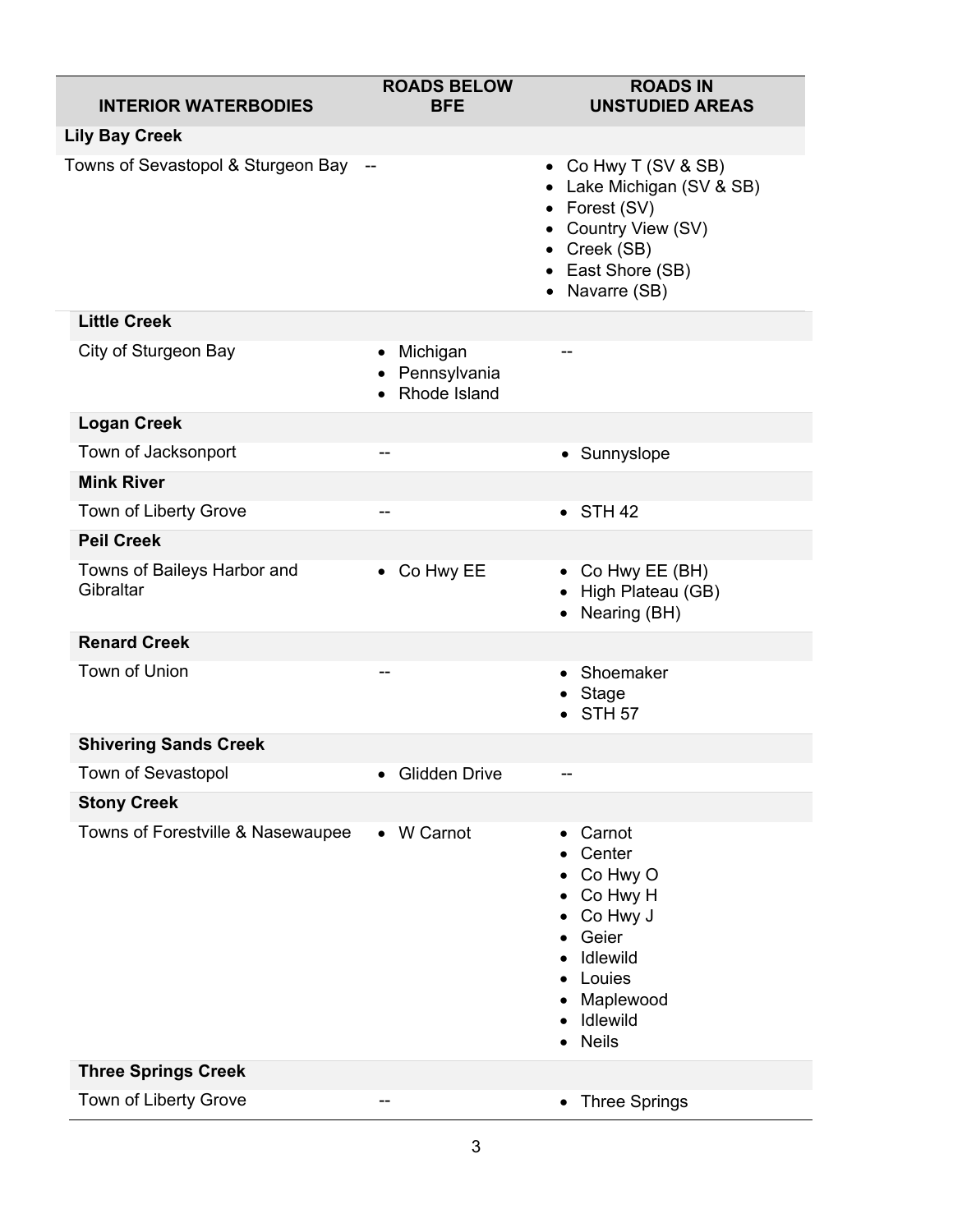| INTERIOR WATERBODIES | ROADS BELOW BFE | ROADS IN UNSTUDIED AREAS |
|---|---|---|
| **Lily Bay Creek** | | |
| Towns of Sevastopol & Sturgeon Bay | -- | • Co Hwy T (SV & SB)<br>• Lake Michigan (SV & SB)<br>• Forest (SV)<br>• Country View (SV)<br>• Creek (SB)<br>• East Shore (SB)<br>• Navarre (SB) |
| **Little Creek** | | |
| City of Sturgeon Bay | • Michigan<br>• Pennsylvania<br>• Rhode Island | -- |
| **Logan Creek** | | |
| Town of Jacksonport | -- | • Sunnyslope |
| **Mink River** | | |
| Town of Liberty Grove | -- | • STH 42 |
| **Peil Creek** | | |
| Towns of Baileys Harbor and Gibraltar | • Co Hwy EE | • Co Hwy EE (BH)<br>• High Plateau (GB)<br>• Nearing (BH) |
| **Renard Creek** | | |
| Town of Union | -- | • Shoemaker<br>• Stage<br>• STH 57 |
| **Shivering Sands Creek** | | |
| Town of Sevastopol | • Glidden Drive | -- |
| **Stony Creek** | | |
| Towns of Forestville & Nasewaupee | • W Carnot | • Carnot<br>• Center<br>• Co Hwy O<br>• Co Hwy H<br>• Co Hwy J<br>• Geier<br>• Idlewild<br>• Louies<br>• Maplewood<br>• Idlewild<br>• Neils |
| **Three Springs Creek** | | |
| Town of Liberty Grove | -- | • Three Springs |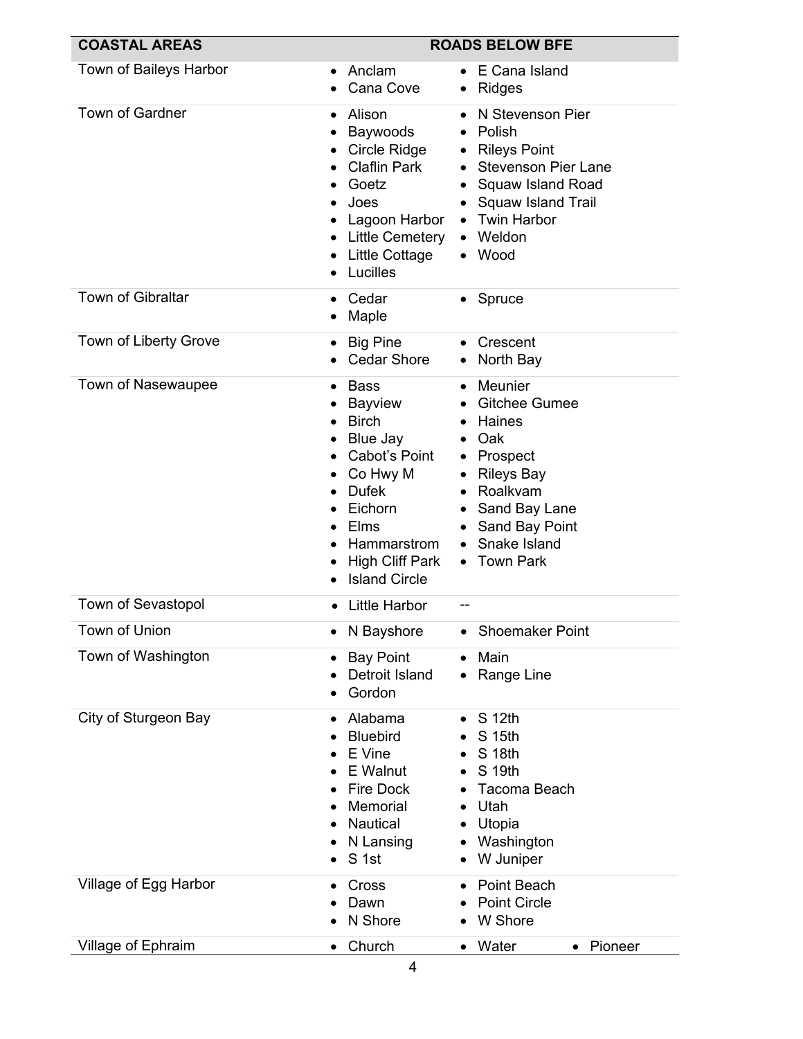| COASTAL AREAS | ROADS BELOW BFE |
|---|---|
| Town of Baileys Harbor | • Anclam<br>• Cana Cove<br>• E Cana Island<br>• Ridges |
| Town of Gardner | • Alison<br>• Baywoods<br>• Circle Ridge<br>• Claflin Park<br>• Goetz<br>• Joes<br>• Lagoon Harbor<br>• Little Cemetery<br>• Little Cottage<br>• Lucilles<br>• N Stevenson Pier<br>• Polish<br>• Rileys Point<br>• Stevenson Pier Lane<br>• Squaw Island Road<br>• Squaw Island Trail<br>• Twin Harbor<br>• Weldon<br>• Wood |
| Town of Gibraltar | • Cedar<br>• Maple<br>• Spruce |
| Town of Liberty Grove | • Big Pine<br>• Cedar Shore<br>• Crescent<br>• North Bay |
| Town of Nasewaupee | • Bass<br>• Bayview<br>• Birch<br>• Blue Jay<br>• Cabot's Point<br>• Co Hwy M<br>• Dufek<br>• Eichorn<br>• Elms<br>• Hammarstrom<br>• High Cliff Park<br>• Island Circle<br>• Meunier<br>• Gitchee Gumee<br>• Haines<br>• Oak<br>• Prospect<br>• Rileys Bay<br>• Roalkvam<br>• Sand Bay Lane<br>• Sand Bay Point<br>• Snake Island<br>• Town Park |
| Town of Sevastopol | • Little Harbor<br>-- |
| Town of Union | • N Bayshore<br>• Shoemaker Point |
| Town of Washington | • Bay Point<br>• Detroit Island<br>• Gordon<br>• Main<br>• Range Line |
| City of Sturgeon Bay | • Alabama<br>• Bluebird<br>• E Vine<br>• E Walnut<br>• Fire Dock<br>• Memorial<br>• Nautical<br>• N Lansing<br>• S 1st<br>• S 12th<br>• S 15th<br>• S 18th<br>• S 19th<br>• Tacoma Beach<br>• Utah<br>• Utopia<br>• Washington<br>• W Juniper |
| Village of Egg Harbor | • Cross<br>• Dawn<br>• N Shore<br>• Point Beach<br>• Point Circle<br>• W Shore |
| Village of Ephraim | • Church<br>• Water<br>• Pioneer |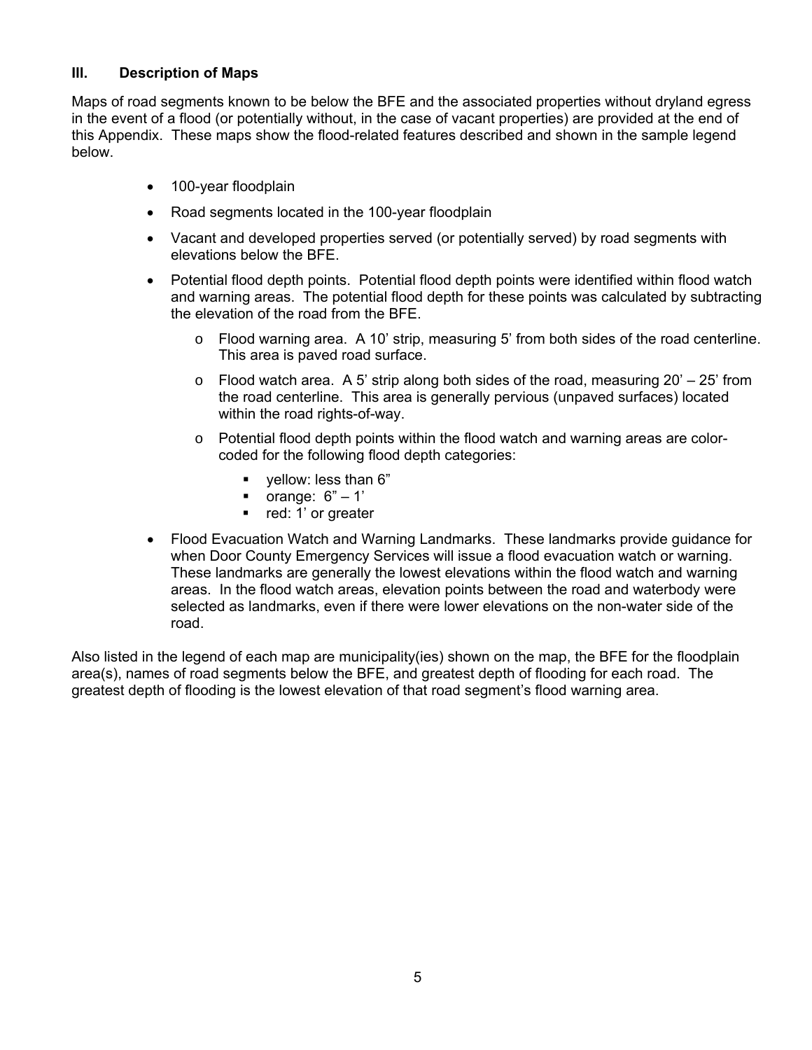### III. Description of Maps

Maps of road segments known to be below the BFE and the associated properties without dryland egress in the event of a flood (or potentially without, in the case of vacant properties) are provided at the end of this Appendix. These maps show the flood-related features described and shown in the sample legend below.

- 100-year floodplain
- Road segments located in the 100-year floodplain
- Vacant and developed properties served (or potentially served) by road segments with elevations below the BFE.
- Potential flood depth points. Potential flood depth points were identified within flood watch and warning areas. The potential flood depth for these points was calculated by subtracting the elevation of the road from the BFE.
    - Flood warning area. A 10' strip, measuring 5' from both sides of the road centerline. This area is paved road surface.
    - Flood watch area. A 5' strip along both sides of the road, measuring 20' – 25' from the road centerline. This area is generally pervious (unpaved surfaces) located within the road rights-of-way.
    - Potential flood depth points within the flood watch and warning areas are color-coded for the following flood depth categories:
        - yellow: less than 6"
        - orange: 6" – 1'
        - red: 1' or greater
- Flood Evacuation Watch and Warning Landmarks. These landmarks provide guidance for when Door County Emergency Services will issue a flood evacuation watch or warning. These landmarks are generally the lowest elevations within the flood watch and warning areas. In the flood watch areas, elevation points between the road and waterbody were selected as landmarks, even if there were lower elevations on the non-water side of the road.

Also listed in the legend of each map are municipality(ies) shown on the map, the BFE for the floodplain area(s), names of road segments below the BFE, and greatest depth of flooding for each road. The greatest depth of flooding is the lowest elevation of that road segment's flood warning area.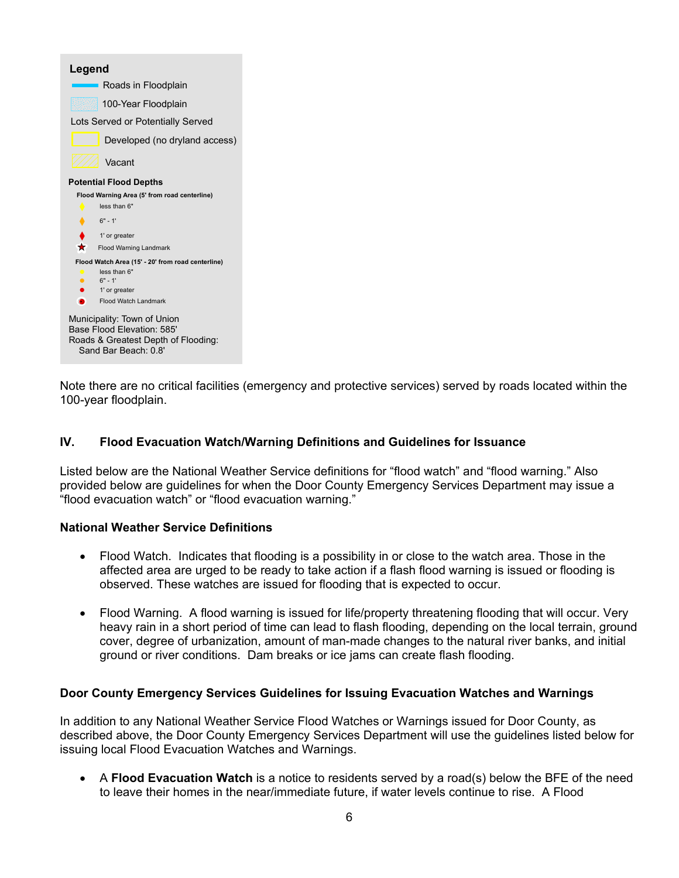**Legend**

Roads in Floodplain

100-Year Floodplain

Lots Served or Potentially Served

Developed (no dryland access)

Vacant

**Potential Flood Depths**

**Flood Warning Area (5' from road centerline)**

less than 6"

6" - 1'

1' or greater

Flood Warning Landmark

**Flood Watch Area (15' - 20' from road centerline)**

less than 6"

6" - 1'

1' or greater

Flood Watch Landmark

Municipality: Town of Union
Base Flood Elevation: 585'
Roads & Greatest Depth of Flooding:
Sand Bar Beach: 0.8'

Note there are no critical facilities (emergency and protective services) served by roads located within the 100-year floodplain.

## IV. Flood Evacuation Watch/Warning Definitions and Guidelines for Issuance

Listed below are the National Weather Service definitions for "flood watch" and "flood warning." Also provided below are guidelines for when the Door County Emergency Services Department may issue a "flood evacuation watch" or "flood evacuation warning."

### National Weather Service Definitions

- Flood Watch. Indicates that flooding is a possibility in or close to the watch area. Those in the affected area are urged to be ready to take action if a flash flood warning is issued or flooding is observed. These watches are issued for flooding that is expected to occur.
- Flood Warning. A flood warning is issued for life/property threatening flooding that will occur. Very heavy rain in a short period of time can lead to flash flooding, depending on the local terrain, ground cover, degree of urbanization, amount of man-made changes to the natural river banks, and initial ground or river conditions. Dam breaks or ice jams can create flash flooding.

### Door County Emergency Services Guidelines for Issuing Evacuation Watches and Warnings

In addition to any National Weather Service Flood Watches or Warnings issued for Door County, as described above, the Door County Emergency Services Department will use the guidelines listed below for issuing local Flood Evacuation Watches and Warnings.

- A **Flood Evacuation Watch** is a notice to residents served by a road(s) below the BFE of the need to leave their homes in the near/immediate future, if water levels continue to rise. A Flood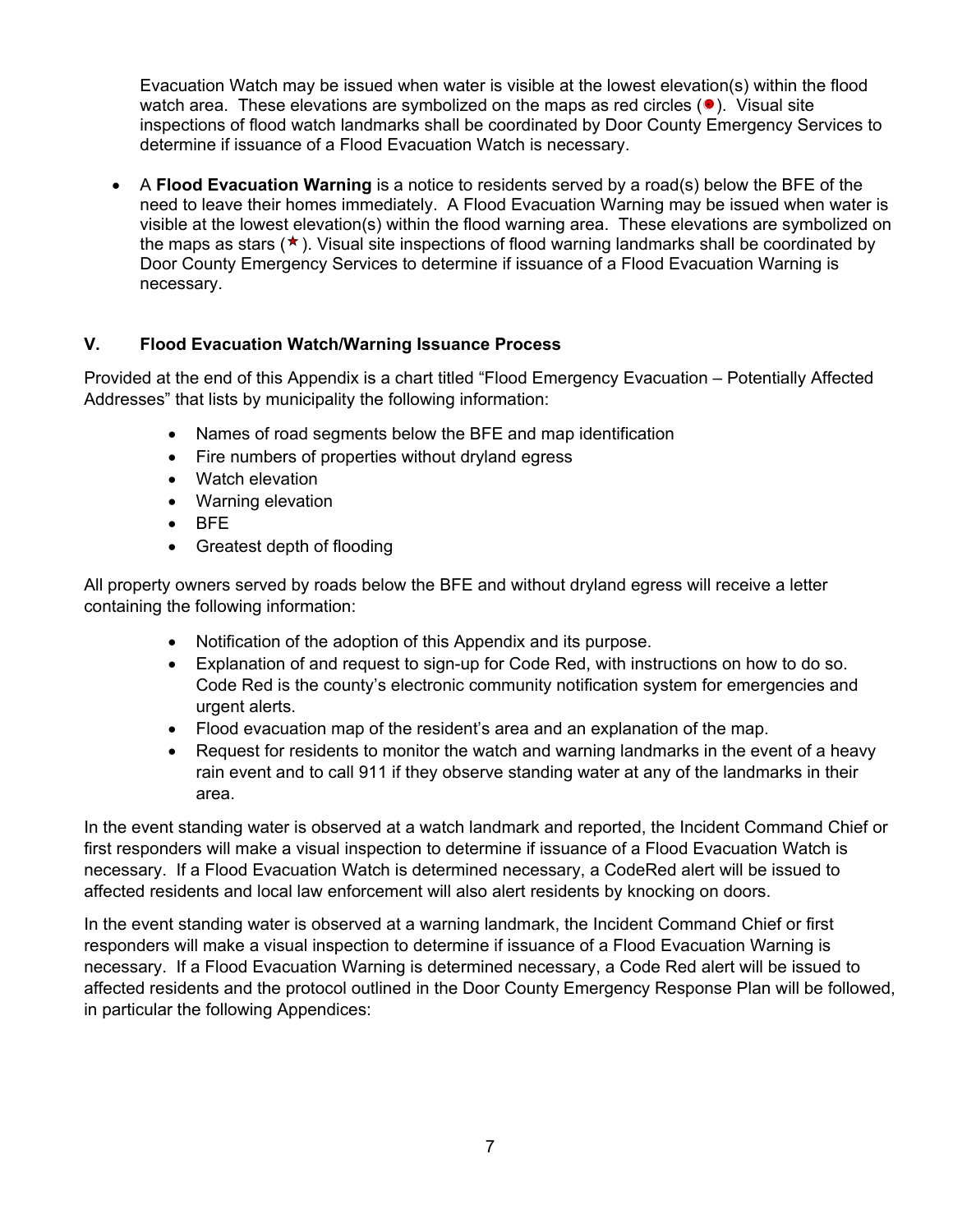Evacuation Watch may be issued when water is visible at the lowest elevation(s) within the flood watch area. These elevations are symbolized on the maps as red circles (●). Visual site inspections of flood watch landmarks shall be coordinated by Door County Emergency Services to determine if issuance of a Flood Evacuation Watch is necessary.

- A **Flood Evacuation Warning** is a notice to residents served by a road(s) below the BFE of the need to leave their homes immediately. A Flood Evacuation Warning may be issued when water is visible at the lowest elevation(s) within the flood warning area. These elevations are symbolized on the maps as stars (★). Visual site inspections of flood warning landmarks shall be coordinated by Door County Emergency Services to determine if issuance of a Flood Evacuation Warning is necessary.

## V. Flood Evacuation Watch/Warning Issuance Process

Provided at the end of this Appendix is a chart titled "Flood Emergency Evacuation – Potentially Affected Addresses" that lists by municipality the following information:

- Names of road segments below the BFE and map identification
- Fire numbers of properties without dryland egress
- Watch elevation
- Warning elevation
- BFE
- Greatest depth of flooding

All property owners served by roads below the BFE and without dryland egress will receive a letter containing the following information:

- Notification of the adoption of this Appendix and its purpose.
- Explanation of and request to sign-up for Code Red, with instructions on how to do so. Code Red is the county's electronic community notification system for emergencies and urgent alerts.
- Flood evacuation map of the resident's area and an explanation of the map.
- Request for residents to monitor the watch and warning landmarks in the event of a heavy rain event and to call 911 if they observe standing water at any of the landmarks in their area.

In the event standing water is observed at a watch landmark and reported, the Incident Command Chief or first responders will make a visual inspection to determine if issuance of a Flood Evacuation Watch is necessary. If a Flood Evacuation Watch is determined necessary, a CodeRed alert will be issued to affected residents and local law enforcement will also alert residents by knocking on doors.

In the event standing water is observed at a warning landmark, the Incident Command Chief or first responders will make a visual inspection to determine if issuance of a Flood Evacuation Warning is necessary. If a Flood Evacuation Warning is determined necessary, a Code Red alert will be issued to affected residents and the protocol outlined in the Door County Emergency Response Plan will be followed, in particular the following Appendices: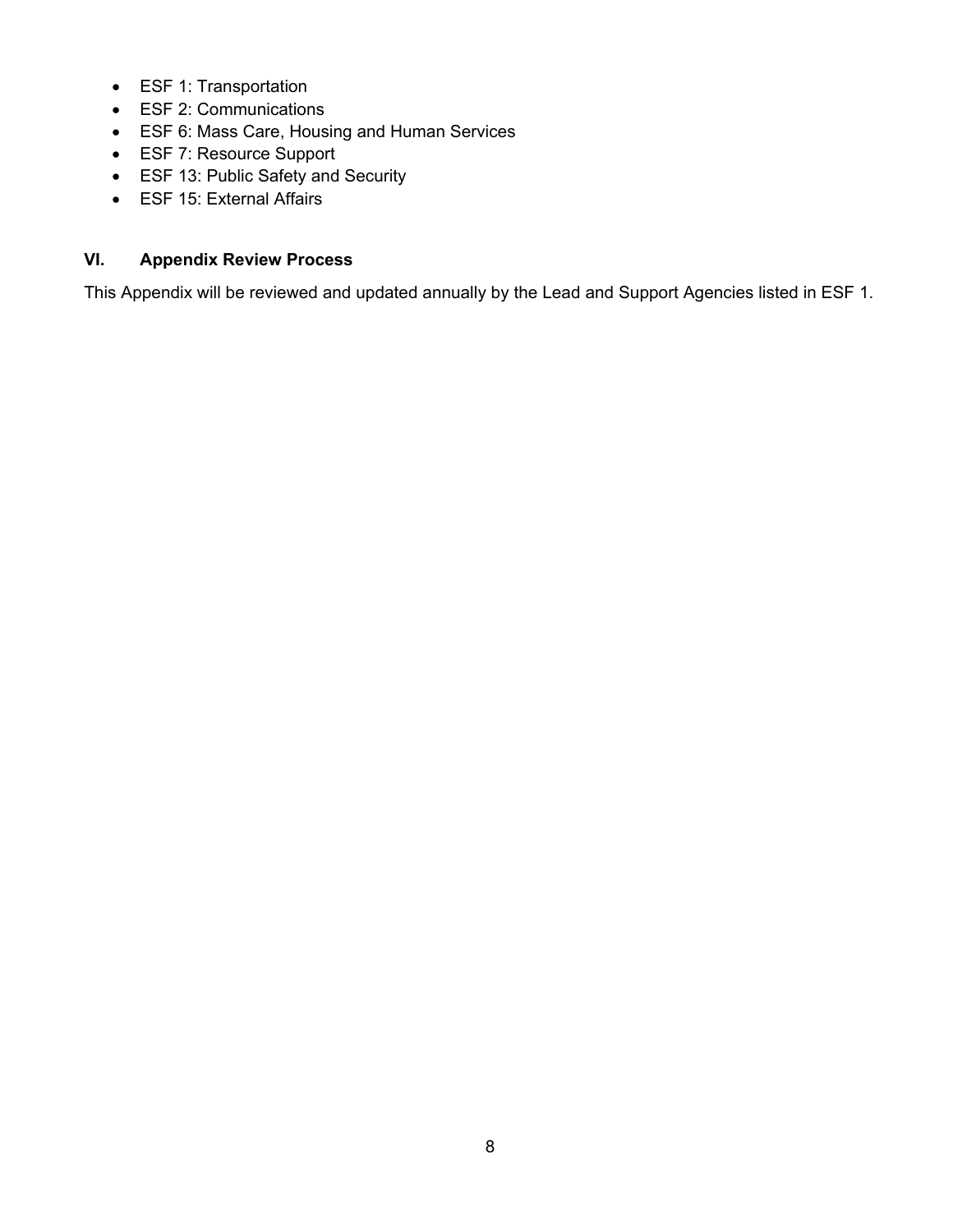- ESF 1: Transportation
- ESF 2: Communications
- ESF 6: Mass Care, Housing and Human Services
- ESF 7: Resource Support
- ESF 13: Public Safety and Security
- ESF 15: External Affairs

## VI. Appendix Review Process

This Appendix will be reviewed and updated annually by the Lead and Support Agencies listed in ESF 1.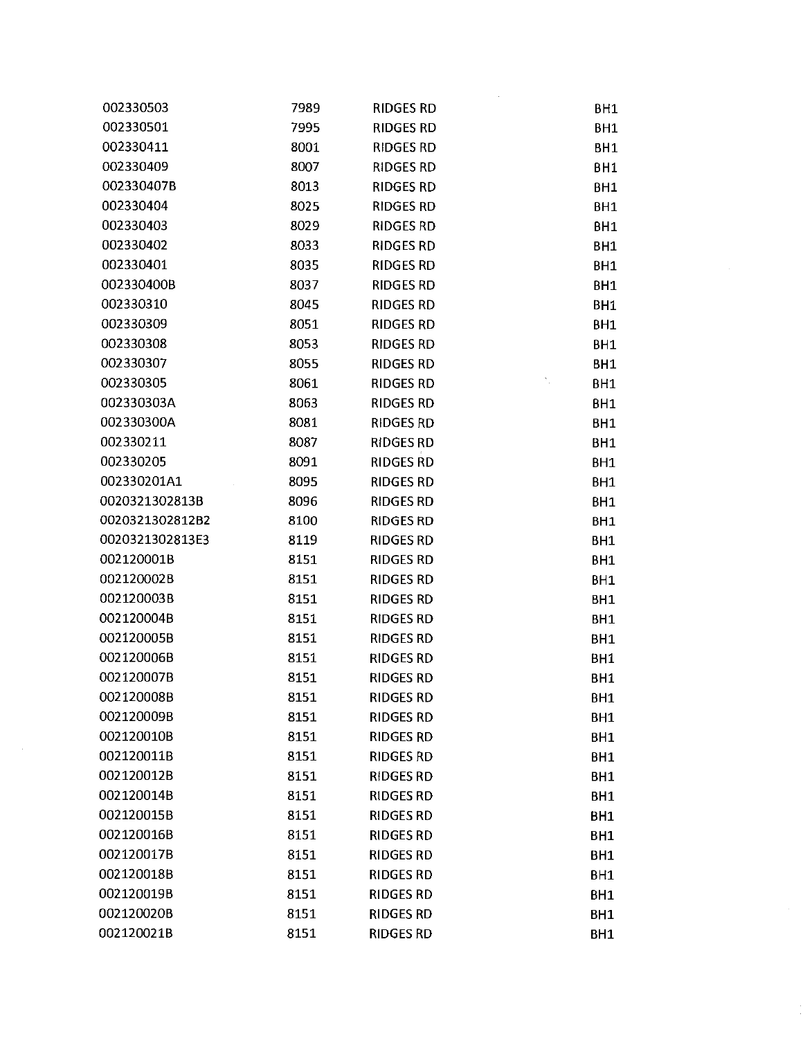| | | | |
|---|---|---|---|
| 002330503 | 7989 | RIDGES RD | BH1 |
| 002330501 | 7995 | RIDGES RD | BH1 |
| 002330411 | 8001 | RIDGES RD | BH1 |
| 002330409 | 8007 | RIDGES RD | BH1 |
| 002330407B | 8013 | RIDGES RD | BH1 |
| 002330404 | 8025 | RIDGES RD | BH1 |
| 002330403 | 8029 | RIDGES RD | BH1 |
| 002330402 | 8033 | RIDGES RD | BH1 |
| 002330401 | 8035 | RIDGES RD | BH1 |
| 002330400B | 8037 | RIDGES RD | BH1 |
| 002330310 | 8045 | RIDGES RD | BH1 |
| 002330309 | 8051 | RIDGES RD | BH1 |
| 002330308 | 8053 | RIDGES RD | BH1 |
| 002330307 | 8055 | RIDGES RD | BH1 |
| 002330305 | 8061 | RIDGES RD | BH1 |
| 002330303A | 8063 | RIDGES RD | BH1 |
| 002330300A | 8081 | RIDGES RD | BH1 |
| 002330211 | 8087 | RIDGES RD | BH1 |
| 002330205 | 8091 | RIDGES RD | BH1 |
| 002330201A1 | 8095 | RIDGES RD | BH1 |
| 0020321302813B | 8096 | RIDGES RD | BH1 |
| 0020321302812B2 | 8100 | RIDGES RD | BH1 |
| 0020321302813E3 | 8119 | RIDGES RD | BH1 |
| 002120001B | 8151 | RIDGES RD | BH1 |
| 002120002B | 8151 | RIDGES RD | BH1 |
| 002120003B | 8151 | RIDGES RD | BH1 |
| 002120004B | 8151 | RIDGES RD | BH1 |
| 002120005B | 8151 | RIDGES RD | BH1 |
| 002120006B | 8151 | RIDGES RD | BH1 |
| 002120007B | 8151 | RIDGES RD | BH1 |
| 002120008B | 8151 | RIDGES RD | BH1 |
| 002120009B | 8151 | RIDGES RD | BH1 |
| 002120010B | 8151 | RIDGES RD | BH1 |
| 002120011B | 8151 | RIDGES RD | BH1 |
| 002120012B | 8151 | RIDGES RD | BH1 |
| 002120014B | 8151 | RIDGES RD | BH1 |
| 002120015B | 8151 | RIDGES RD | BH1 |
| 002120016B | 8151 | RIDGES RD | BH1 |
| 002120017B | 8151 | RIDGES RD | BH1 |
| 002120018B | 8151 | RIDGES RD | BH1 |
| 002120019B | 8151 | RIDGES RD | BH1 |
| 002120020B | 8151 | RIDGES RD | BH1 |
| 002120021B | 8151 | RIDGES RD | BH1 |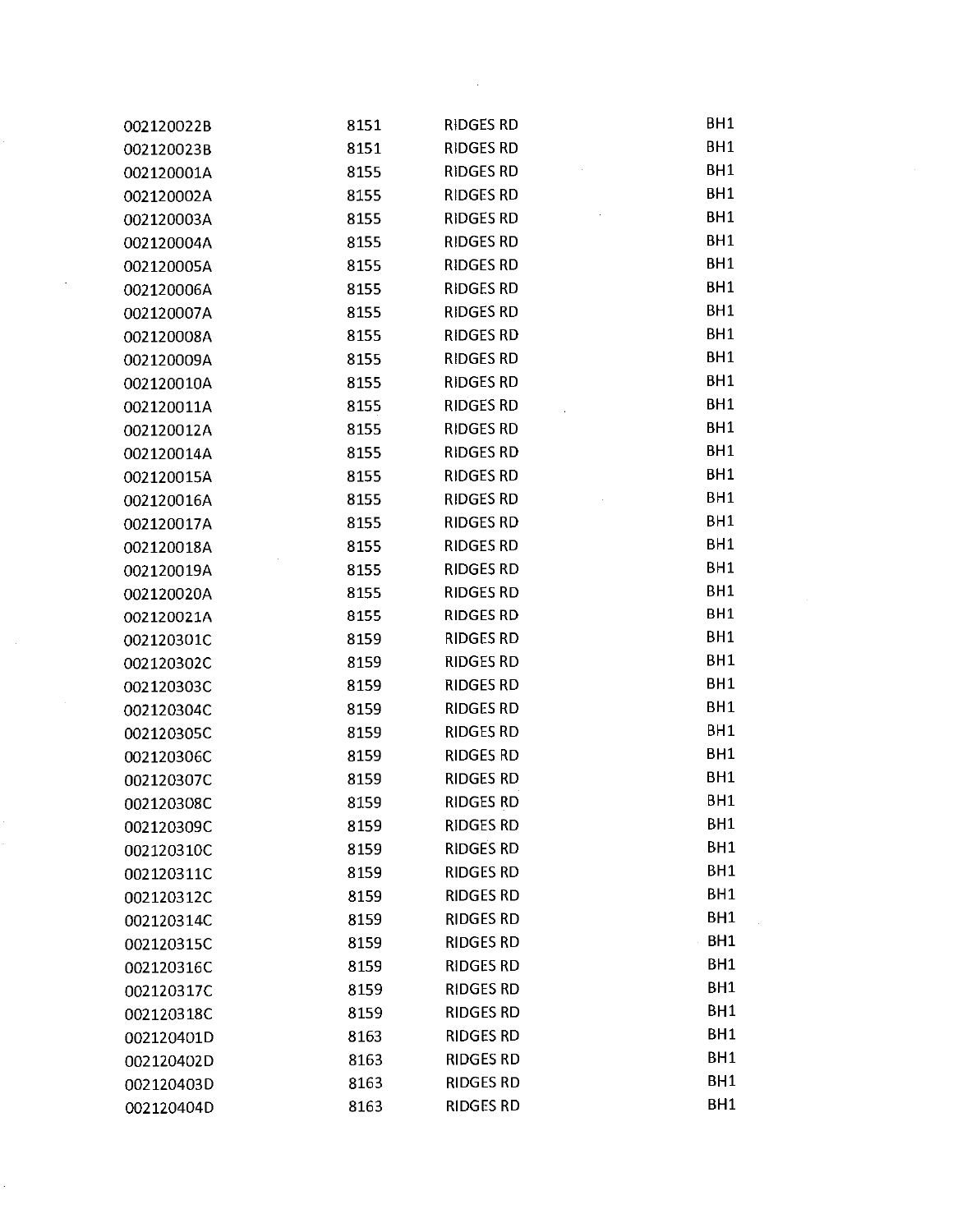| | | | |
|---|---|---|---|
| 002120022B | 8151 | RIDGES RD | BH1 |
| 002120023B | 8151 | RIDGES RD | BH1 |
| 002120001A | 8155 | RIDGES RD | BH1 |
| 002120002A | 8155 | RIDGES RD | BH1 |
| 002120003A | 8155 | RIDGES RD | BH1 |
| 002120004A | 8155 | RIDGES RD | BH1 |
| 002120005A | 8155 | RIDGES RD | BH1 |
| 002120006A | 8155 | RIDGES RD | BH1 |
| 002120007A | 8155 | RIDGES RD | BH1 |
| 002120008A | 8155 | RIDGES RD | BH1 |
| 002120009A | 8155 | RIDGES RD | BH1 |
| 002120010A | 8155 | RIDGES RD | BH1 |
| 002120011A | 8155 | RIDGES RD | BH1 |
| 002120012A | 8155 | RIDGES RD | BH1 |
| 002120014A | 8155 | RIDGES RD | BH1 |
| 002120015A | 8155 | RIDGES RD | BH1 |
| 002120016A | 8155 | RIDGES RD | BH1 |
| 002120017A | 8155 | RIDGES RD | BH1 |
| 002120018A | 8155 | RIDGES RD | BH1 |
| 002120019A | 8155 | RIDGES RD | BH1 |
| 002120020A | 8155 | RIDGES RD | BH1 |
| 002120021A | 8155 | RIDGES RD | BH1 |
| 002120301C | 8159 | RIDGES RD | BH1 |
| 002120302C | 8159 | RIDGES RD | BH1 |
| 002120303C | 8159 | RIDGES RD | BH1 |
| 002120304C | 8159 | RIDGES RD | BH1 |
| 002120305C | 8159 | RIDGES RD | BH1 |
| 002120306C | 8159 | RIDGES RD | BH1 |
| 002120307C | 8159 | RIDGES RD | BH1 |
| 002120308C | 8159 | RIDGES RD | BH1 |
| 002120309C | 8159 | RIDGES RD | BH1 |
| 002120310C | 8159 | RIDGES RD | BH1 |
| 002120311C | 8159 | RIDGES RD | BH1 |
| 002120312C | 8159 | RIDGES RD | BH1 |
| 002120314C | 8159 | RIDGES RD | BH1 |
| 002120315C | 8159 | RIDGES RD | BH1 |
| 002120316C | 8159 | RIDGES RD | BH1 |
| 002120317C | 8159 | RIDGES RD | BH1 |
| 002120318C | 8159 | RIDGES RD | BH1 |
| 002120401D | 8163 | RIDGES RD | BH1 |
| 002120402D | 8163 | RIDGES RD | BH1 |
| 002120403D | 8163 | RIDGES RD | BH1 |
| 002120404D | 8163 | RIDGES RD | BH1 |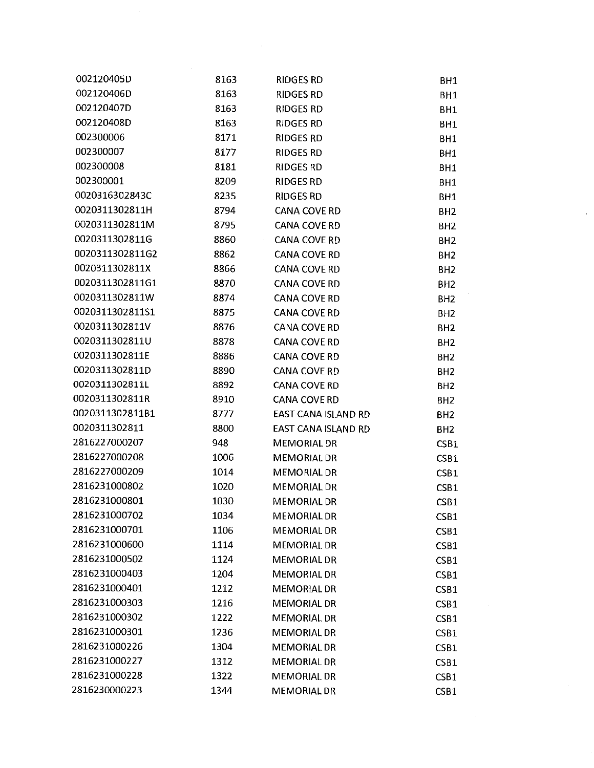| | | | |
|---|---|---|---|
| 002120405D | 8163 | RIDGES RD | BH1 |
| 002120406D | 8163 | RIDGES RD | BH1 |
| 002120407D | 8163 | RIDGES RD | BH1 |
| 002120408D | 8163 | RIDGES RD | BH1 |
| 002300006 | 8171 | RIDGES RD | BH1 |
| 002300007 | 8177 | RIDGES RD | BH1 |
| 002300008 | 8181 | RIDGES RD | BH1 |
| 002300001 | 8209 | RIDGES RD | BH1 |
| 0020316302843C | 8235 | RIDGES RD | BH1 |
| 0020311302811H | 8794 | CANA COVE RD | BH2 |
| 0020311302811M | 8795 | CANA COVE RD | BH2 |
| 0020311302811G | 8860 | CANA COVE RD | BH2 |
| 0020311302811G2 | 8862 | CANA COVE RD | BH2 |
| 0020311302811X | 8866 | CANA COVE RD | BH2 |
| 0020311302811G1 | 8870 | CANA COVE RD | BH2 |
| 0020311302811W | 8874 | CANA COVE RD | BH2 |
| 0020311302811S1 | 8875 | CANA COVE RD | BH2 |
| 0020311302811V | 8876 | CANA COVE RD | BH2 |
| 0020311302811U | 8878 | CANA COVE RD | BH2 |
| 0020311302811E | 8886 | CANA COVE RD | BH2 |
| 0020311302811D | 8890 | CANA COVE RD | BH2 |
| 0020311302811L | 8892 | CANA COVE RD | BH2 |
| 0020311302811R | 8910 | CANA COVE RD | BH2 |
| 0020311302811B1 | 8777 | EAST CANA ISLAND RD | BH2 |
| 0020311302811 | 8800 | EAST CANA ISLAND RD | BH2 |
| 2816227000207 | 948 | MEMORIAL DR | CSB1 |
| 2816227000208 | 1006 | MEMORIAL DR | CSB1 |
| 2816227000209 | 1014 | MEMORIAL DR | CSB1 |
| 2816231000802 | 1020 | MEMORIAL DR | CSB1 |
| 2816231000801 | 1030 | MEMORIAL DR | CSB1 |
| 2816231000702 | 1034 | MEMORIAL DR | CSB1 |
| 2816231000701 | 1106 | MEMORIAL DR | CSB1 |
| 2816231000600 | 1114 | MEMORIAL DR | CSB1 |
| 2816231000502 | 1124 | MEMORIAL DR | CSB1 |
| 2816231000403 | 1204 | MEMORIAL DR | CSB1 |
| 2816231000401 | 1212 | MEMORIAL DR | CSB1 |
| 2816231000303 | 1216 | MEMORIAL DR | CSB1 |
| 2816231000302 | 1222 | MEMORIAL DR | CSB1 |
| 2816231000301 | 1236 | MEMORIAL DR | CSB1 |
| 2816231000226 | 1304 | MEMORIAL DR | CSB1 |
| 2816231000227 | 1312 | MEMORIAL DR | CSB1 |
| 2816231000228 | 1322 | MEMORIAL DR | CSB1 |
| 2816230000223 | 1344 | MEMORIAL DR | CSB1 |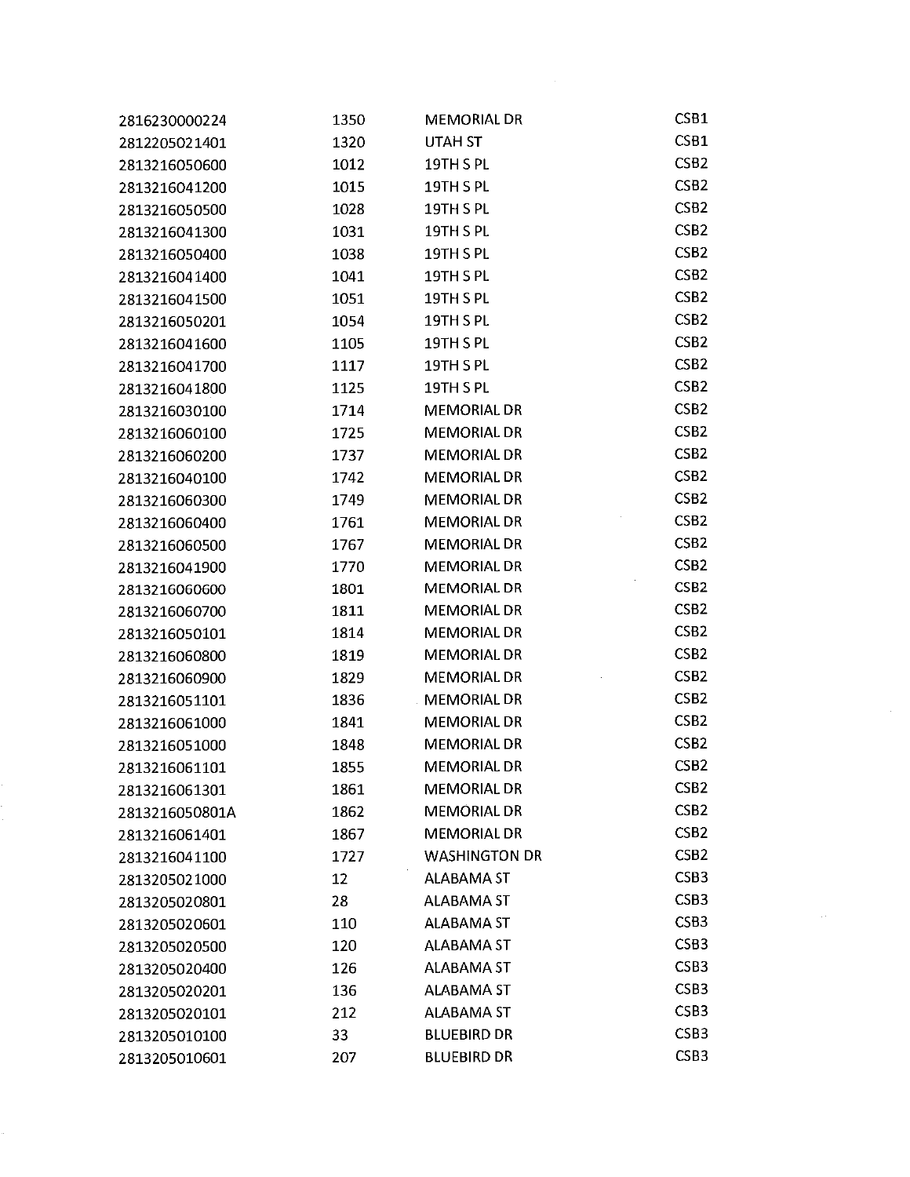| | | | |
|---|---|---|---|
| 2816230000224 | 1350 | MEMORIAL DR | CSB1 |
| 2812205021401 | 1320 | UTAH ST | CSB1 |
| 2813216050600 | 1012 | 19TH S PL | CSB2 |
| 2813216041200 | 1015 | 19TH S PL | CSB2 |
| 2813216050500 | 1028 | 19TH S PL | CSB2 |
| 2813216041300 | 1031 | 19TH S PL | CSB2 |
| 2813216050400 | 1038 | 19TH S PL | CSB2 |
| 2813216041400 | 1041 | 19TH S PL | CSB2 |
| 2813216041500 | 1051 | 19TH S PL | CSB2 |
| 2813216050201 | 1054 | 19TH S PL | CSB2 |
| 2813216041600 | 1105 | 19TH S PL | CSB2 |
| 2813216041700 | 1117 | 19TH S PL | CSB2 |
| 2813216041800 | 1125 | 19TH S PL | CSB2 |
| 2813216030100 | 1714 | MEMORIAL DR | CSB2 |
| 2813216060100 | 1725 | MEMORIAL DR | CSB2 |
| 2813216060200 | 1737 | MEMORIAL DR | CSB2 |
| 2813216040100 | 1742 | MEMORIAL DR | CSB2 |
| 2813216060300 | 1749 | MEMORIAL DR | CSB2 |
| 2813216060400 | 1761 | MEMORIAL DR | CSB2 |
| 2813216060500 | 1767 | MEMORIAL DR | CSB2 |
| 2813216041900 | 1770 | MEMORIAL DR | CSB2 |
| 2813216060600 | 1801 | MEMORIAL DR | CSB2 |
| 2813216060700 | 1811 | MEMORIAL DR | CSB2 |
| 2813216050101 | 1814 | MEMORIAL DR | CSB2 |
| 2813216060800 | 1819 | MEMORIAL DR | CSB2 |
| 2813216060900 | 1829 | MEMORIAL DR | CSB2 |
| 2813216051101 | 1836 | MEMORIAL DR | CSB2 |
| 2813216061000 | 1841 | MEMORIAL DR | CSB2 |
| 2813216051000 | 1848 | MEMORIAL DR | CSB2 |
| 2813216061101 | 1855 | MEMORIAL DR | CSB2 |
| 2813216061301 | 1861 | MEMORIAL DR | CSB2 |
| 2813216050801A | 1862 | MEMORIAL DR | CSB2 |
| 2813216061401 | 1867 | MEMORIAL DR | CSB2 |
| 2813216041100 | 1727 | WASHINGTON DR | CSB2 |
| 2813205021000 | 12 | ALABAMA ST | CSB3 |
| 2813205020801 | 28 | ALABAMA ST | CSB3 |
| 2813205020601 | 110 | ALABAMA ST | CSB3 |
| 2813205020500 | 120 | ALABAMA ST | CSB3 |
| 2813205020400 | 126 | ALABAMA ST | CSB3 |
| 2813205020201 | 136 | ALABAMA ST | CSB3 |
| 2813205020101 | 212 | ALABAMA ST | CSB3 |
| 2813205010100 | 33 | BLUEBIRD DR | CSB3 |
| 2813205010601 | 207 | BLUEBIRD DR | CSB3 |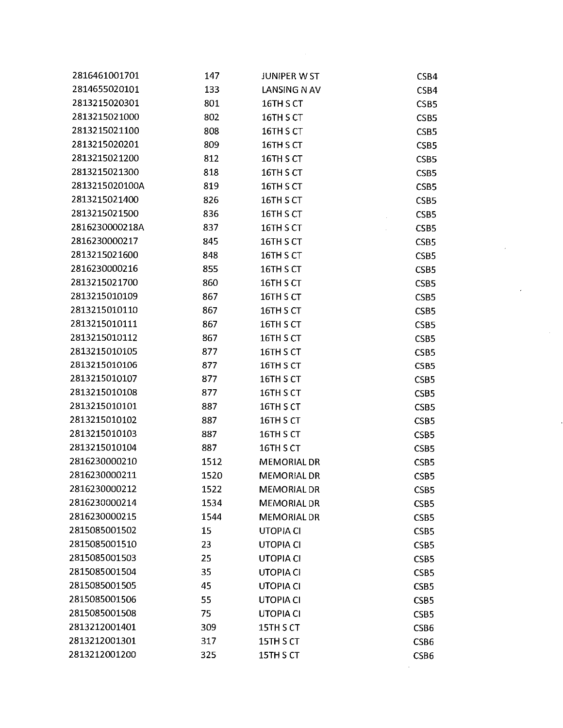| | | | |
|---|---|---|---|
| 2816461001701 | 147 | JUNIPER W ST | CSB4 |
| 2814655020101 | 133 | LANSING N AV | CSB4 |
| 2813215020301 | 801 | 16TH S CT | CSB5 |
| 2813215021000 | 802 | 16TH S CT | CSB5 |
| 2813215021100 | 808 | 16TH S CT | CSB5 |
| 2813215020201 | 809 | 16TH S CT | CSB5 |
| 2813215021200 | 812 | 16TH S CT | CSB5 |
| 2813215021300 | 818 | 16TH S CT | CSB5 |
| 2813215020100A | 819 | 16TH S CT | CSB5 |
| 2813215021400 | 826 | 16TH S CT | CSB5 |
| 2813215021500 | 836 | 16TH S CT | CSB5 |
| 2816230000218A | 837 | 16TH S CT | CSB5 |
| 2816230000217 | 845 | 16TH S CT | CSB5 |
| 2813215021600 | 848 | 16TH S CT | CSB5 |
| 2816230000216 | 855 | 16TH S CT | CSB5 |
| 2813215021700 | 860 | 16TH S CT | CSB5 |
| 2813215010109 | 867 | 16TH S CT | CSB5 |
| 2813215010110 | 867 | 16TH S CT | CSB5 |
| 2813215010111 | 867 | 16TH S CT | CSB5 |
| 2813215010112 | 867 | 16TH S CT | CSB5 |
| 2813215010105 | 877 | 16TH S CT | CSB5 |
| 2813215010106 | 877 | 16TH S CT | CSB5 |
| 2813215010107 | 877 | 16TH S CT | CSB5 |
| 2813215010108 | 877 | 16TH S CT | CSB5 |
| 2813215010101 | 887 | 16TH S CT | CSB5 |
| 2813215010102 | 887 | 16TH S CT | CSB5 |
| 2813215010103 | 887 | 16TH S CT | CSB5 |
| 2813215010104 | 887 | 16TH S CT | CSB5 |
| 2816230000210 | 1512 | MEMORIAL DR | CSB5 |
| 2816230000211 | 1520 | MEMORIAL DR | CSB5 |
| 2816230000212 | 1522 | MEMORIAL DR | CSB5 |
| 2816230000214 | 1534 | MEMORIAL DR | CSB5 |
| 2816230000215 | 1544 | MEMORIAL DR | CSB5 |
| 2815085001502 | 15 | UTOPIA CI | CSB5 |
| 2815085001510 | 23 | UTOPIA CI | CSB5 |
| 2815085001503 | 25 | UTOPIA CI | CSB5 |
| 2815085001504 | 35 | UTOPIA CI | CSB5 |
| 2815085001505 | 45 | UTOPIA CI | CSB5 |
| 2815085001506 | 55 | UTOPIA CI | CSB5 |
| 2815085001508 | 75 | UTOPIA CI | CSB5 |
| 2813212001401 | 309 | 15TH S CT | CSB6 |
| 2813212001301 | 317 | 15TH S CT | CSB6 |
| 2813212001200 | 325 | 15TH S CT | CSB6 |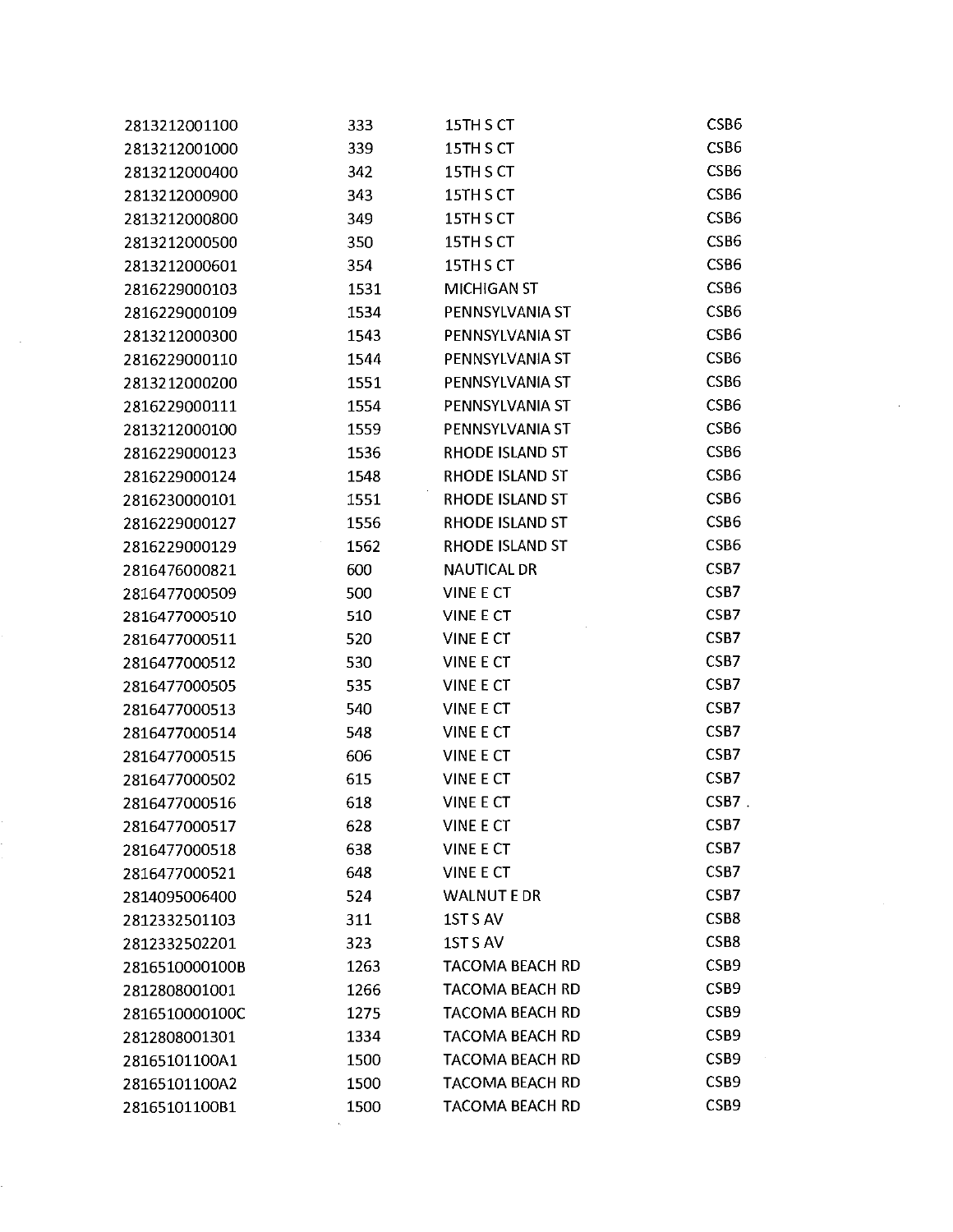| | | | |
|---|---|---|---|
| 2813212001100 | 333 | 15TH S CT | CSB6 |
| 2813212001000 | 339 | 15TH S CT | CSB6 |
| 2813212000400 | 342 | 15TH S CT | CSB6 |
| 2813212000900 | 343 | 15TH S CT | CSB6 |
| 2813212000800 | 349 | 15TH S CT | CSB6 |
| 2813212000500 | 350 | 15TH S CT | CSB6 |
| 2813212000601 | 354 | 15TH S CT | CSB6 |
| 2816229000103 | 1531 | MICHIGAN ST | CSB6 |
| 2816229000109 | 1534 | PENNSYLVANIA ST | CSB6 |
| 2813212000300 | 1543 | PENNSYLVANIA ST | CSB6 |
| 2816229000110 | 1544 | PENNSYLVANIA ST | CSB6 |
| 2813212000200 | 1551 | PENNSYLVANIA ST | CSB6 |
| 2816229000111 | 1554 | PENNSYLVANIA ST | CSB6 |
| 2813212000100 | 1559 | PENNSYLVANIA ST | CSB6 |
| 2816229000123 | 1536 | RHODE ISLAND ST | CSB6 |
| 2816229000124 | 1548 | RHODE ISLAND ST | CSB6 |
| 2816230000101 | 1551 | RHODE ISLAND ST | CSB6 |
| 2816229000127 | 1556 | RHODE ISLAND ST | CSB6 |
| 2816229000129 | 1562 | RHODE ISLAND ST | CSB6 |
| 2816476000821 | 600 | NAUTICAL DR | CSB7 |
| 2816477000509 | 500 | VINE E CT | CSB7 |
| 2816477000510 | 510 | VINE E CT | CSB7 |
| 2816477000511 | 520 | VINE E CT | CSB7 |
| 2816477000512 | 530 | VINE E CT | CSB7 |
| 2816477000505 | 535 | VINE E CT | CSB7 |
| 2816477000513 | 540 | VINE E CT | CSB7 |
| 2816477000514 | 548 | VINE E CT | CSB7 |
| 2816477000515 | 606 | VINE E CT | CSB7 |
| 2816477000502 | 615 | VINE E CT | CSB7 |
| 2816477000516 | 618 | VINE E CT | CSB7 |
| 2816477000517 | 628 | VINE E CT | CSB7 |
| 2816477000518 | 638 | VINE E CT | CSB7 |
| 2816477000521 | 648 | VINE E CT | CSB7 |
| 2814095006400 | 524 | WALNUT E DR | CSB7 |
| 2812332501103 | 311 | 1ST S AV | CSB8 |
| 2812332502201 | 323 | 1ST S AV | CSB8 |
| 2816510000100B | 1263 | TACOMA BEACH RD | CSB9 |
| 2812808001001 | 1266 | TACOMA BEACH RD | CSB9 |
| 2816510000100C | 1275 | TACOMA BEACH RD | CSB9 |
| 2812808001301 | 1334 | TACOMA BEACH RD | CSB9 |
| 28165101100A1 | 1500 | TACOMA BEACH RD | CSB9 |
| 28165101100A2 | 1500 | TACOMA BEACH RD | CSB9 |
| 28165101100B1 | 1500 | TACOMA BEACH RD | CSB9 |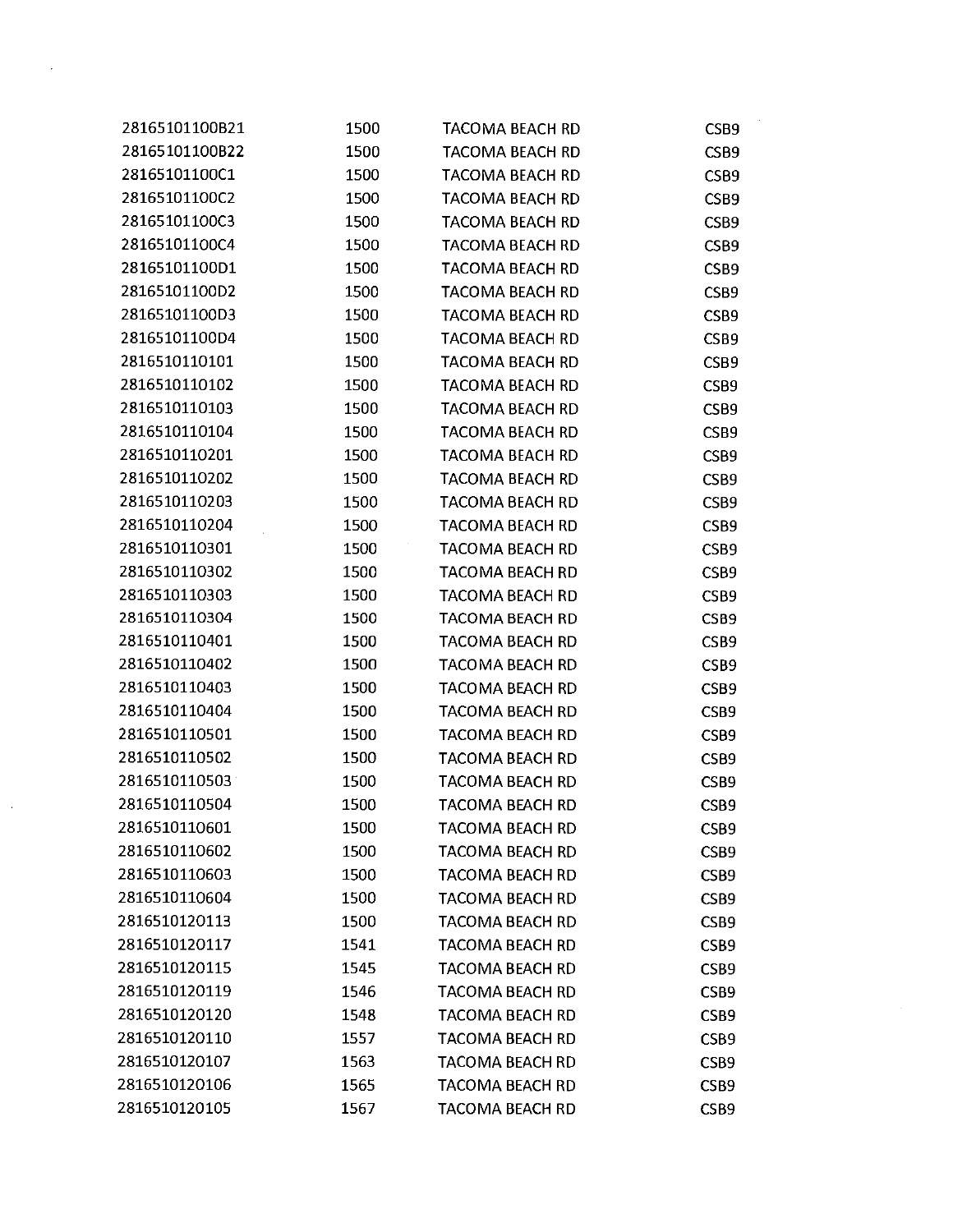| | | | |
|---|---|---|---|
| 28165101100B21 | 1500 | TACOMA BEACH RD | CSB9 |
| 28165101100B22 | 1500 | TACOMA BEACH RD | CSB9 |
| 28165101100C1 | 1500 | TACOMA BEACH RD | CSB9 |
| 28165101100C2 | 1500 | TACOMA BEACH RD | CSB9 |
| 28165101100C3 | 1500 | TACOMA BEACH RD | CSB9 |
| 28165101100C4 | 1500 | TACOMA BEACH RD | CSB9 |
| 28165101100D1 | 1500 | TACOMA BEACH RD | CSB9 |
| 28165101100D2 | 1500 | TACOMA BEACH RD | CSB9 |
| 28165101100D3 | 1500 | TACOMA BEACH RD | CSB9 |
| 28165101100D4 | 1500 | TACOMA BEACH RD | CSB9 |
| 2816510110101 | 1500 | TACOMA BEACH RD | CSB9 |
| 2816510110102 | 1500 | TACOMA BEACH RD | CSB9 |
| 2816510110103 | 1500 | TACOMA BEACH RD | CSB9 |
| 2816510110104 | 1500 | TACOMA BEACH RD | CSB9 |
| 2816510110201 | 1500 | TACOMA BEACH RD | CSB9 |
| 2816510110202 | 1500 | TACOMA BEACH RD | CSB9 |
| 2816510110203 | 1500 | TACOMA BEACH RD | CSB9 |
| 2816510110204 | 1500 | TACOMA BEACH RD | CSB9 |
| 2816510110301 | 1500 | TACOMA BEACH RD | CSB9 |
| 2816510110302 | 1500 | TACOMA BEACH RD | CSB9 |
| 2816510110303 | 1500 | TACOMA BEACH RD | CSB9 |
| 2816510110304 | 1500 | TACOMA BEACH RD | CSB9 |
| 2816510110401 | 1500 | TACOMA BEACH RD | CSB9 |
| 2816510110402 | 1500 | TACOMA BEACH RD | CSB9 |
| 2816510110403 | 1500 | TACOMA BEACH RD | CSB9 |
| 2816510110404 | 1500 | TACOMA BEACH RD | CSB9 |
| 2816510110501 | 1500 | TACOMA BEACH RD | CSB9 |
| 2816510110502 | 1500 | TACOMA BEACH RD | CSB9 |
| 2816510110503 | 1500 | TACOMA BEACH RD | CSB9 |
| 2816510110504 | 1500 | TACOMA BEACH RD | CSB9 |
| 2816510110601 | 1500 | TACOMA BEACH RD | CSB9 |
| 2816510110602 | 1500 | TACOMA BEACH RD | CSB9 |
| 2816510110603 | 1500 | TACOMA BEACH RD | CSB9 |
| 2816510110604 | 1500 | TACOMA BEACH RD | CSB9 |
| 2816510120113 | 1500 | TACOMA BEACH RD | CSB9 |
| 2816510120117 | 1541 | TACOMA BEACH RD | CSB9 |
| 2816510120115 | 1545 | TACOMA BEACH RD | CSB9 |
| 2816510120119 | 1546 | TACOMA BEACH RD | CSB9 |
| 2816510120120 | 1548 | TACOMA BEACH RD | CSB9 |
| 2816510120110 | 1557 | TACOMA BEACH RD | CSB9 |
| 2816510120107 | 1563 | TACOMA BEACH RD | CSB9 |
| 2816510120106 | 1565 | TACOMA BEACH RD | CSB9 |
| 2816510120105 | 1567 | TACOMA BEACH RD | CSB9 |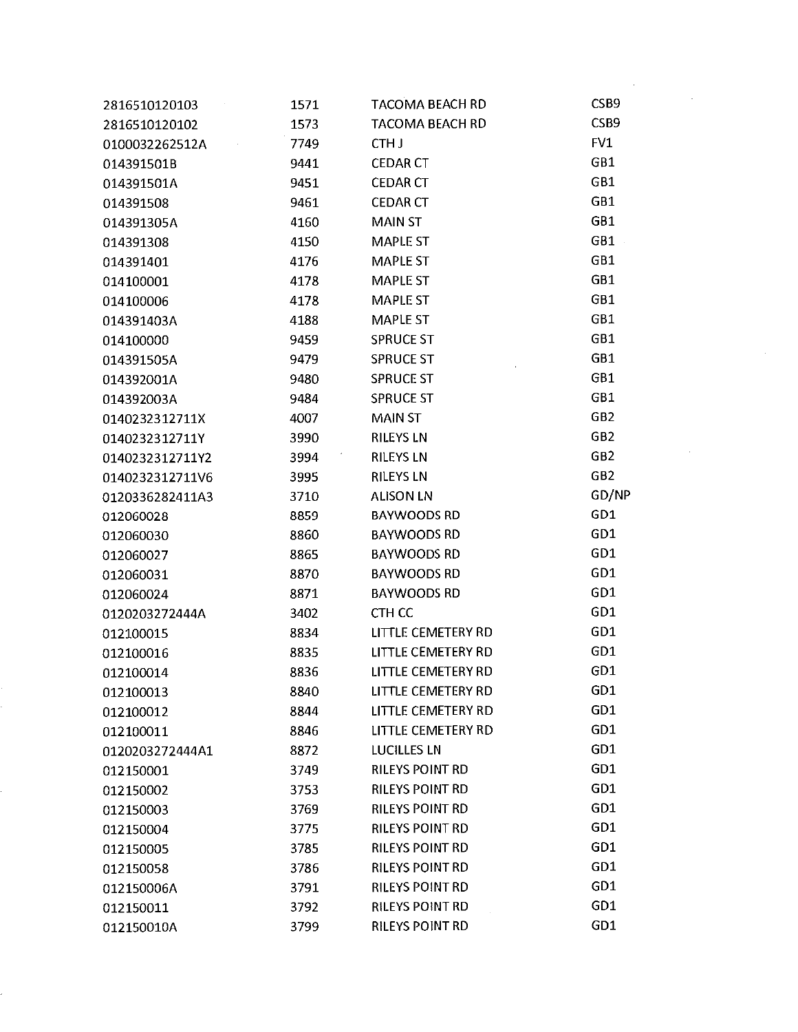| | | | |
|---|---|---|---|
| 2816510120103 | 1571 | TACOMA BEACH RD | CSB9 |
| 2816510120102 | 1573 | TACOMA BEACH RD | CSB9 |
| 0100032262512A | 7749 | CTH J | FV1 |
| 014391501B | 9441 | CEDAR CT | GB1 |
| 014391501A | 9451 | CEDAR CT | GB1 |
| 014391508 | 9461 | CEDAR CT | GB1 |
| 014391305A | 4160 | MAIN ST | GB1 |
| 014391308 | 4150 | MAPLE ST | GB1 |
| 014391401 | 4176 | MAPLE ST | GB1 |
| 014100001 | 4178 | MAPLE ST | GB1 |
| 014100006 | 4178 | MAPLE ST | GB1 |
| 014391403A | 4188 | MAPLE ST | GB1 |
| 014100000 | 9459 | SPRUCE ST | GB1 |
| 014391505A | 9479 | SPRUCE ST | GB1 |
| 014392001A | 9480 | SPRUCE ST | GB1 |
| 014392003A | 9484 | SPRUCE ST | GB1 |
| 0140232312711X | 4007 | MAIN ST | GB2 |
| 0140232312711Y | 3990 | RILEYS LN | GB2 |
| 0140232312711Y2 | 3994 | RILEYS LN | GB2 |
| 0140232312711V6 | 3995 | RILEYS LN | GB2 |
| 0120336282411A3 | 3710 | ALISON LN | GD/NP |
| 012060028 | 8859 | BAYWOODS RD | GD1 |
| 012060030 | 8860 | BAYWOODS RD | GD1 |
| 012060027 | 8865 | BAYWOODS RD | GD1 |
| 012060031 | 8870 | BAYWOODS RD | GD1 |
| 012060024 | 8871 | BAYWOODS RD | GD1 |
| 0120203272444A | 3402 | CTH CC | GD1 |
| 012100015 | 8834 | LITTLE CEMETERY RD | GD1 |
| 012100016 | 8835 | LITTLE CEMETERY RD | GD1 |
| 012100014 | 8836 | LITTLE CEMETERY RD | GD1 |
| 012100013 | 8840 | LITTLE CEMETERY RD | GD1 |
| 012100012 | 8844 | LITTLE CEMETERY RD | GD1 |
| 012100011 | 8846 | LITTLE CEMETERY RD | GD1 |
| 0120203272444A1 | 8872 | LUCILLES LN | GD1 |
| 012150001 | 3749 | RILEYS POINT RD | GD1 |
| 012150002 | 3753 | RILEYS POINT RD | GD1 |
| 012150003 | 3769 | RILEYS POINT RD | GD1 |
| 012150004 | 3775 | RILEYS POINT RD | GD1 |
| 012150005 | 3785 | RILEYS POINT RD | GD1 |
| 012150058 | 3786 | RILEYS POINT RD | GD1 |
| 012150006A | 3791 | RILEYS POINT RD | GD1 |
| 012150011 | 3792 | RILEYS POINT RD | GD1 |
| 012150010A | 3799 | RILEYS POINT RD | GD1 |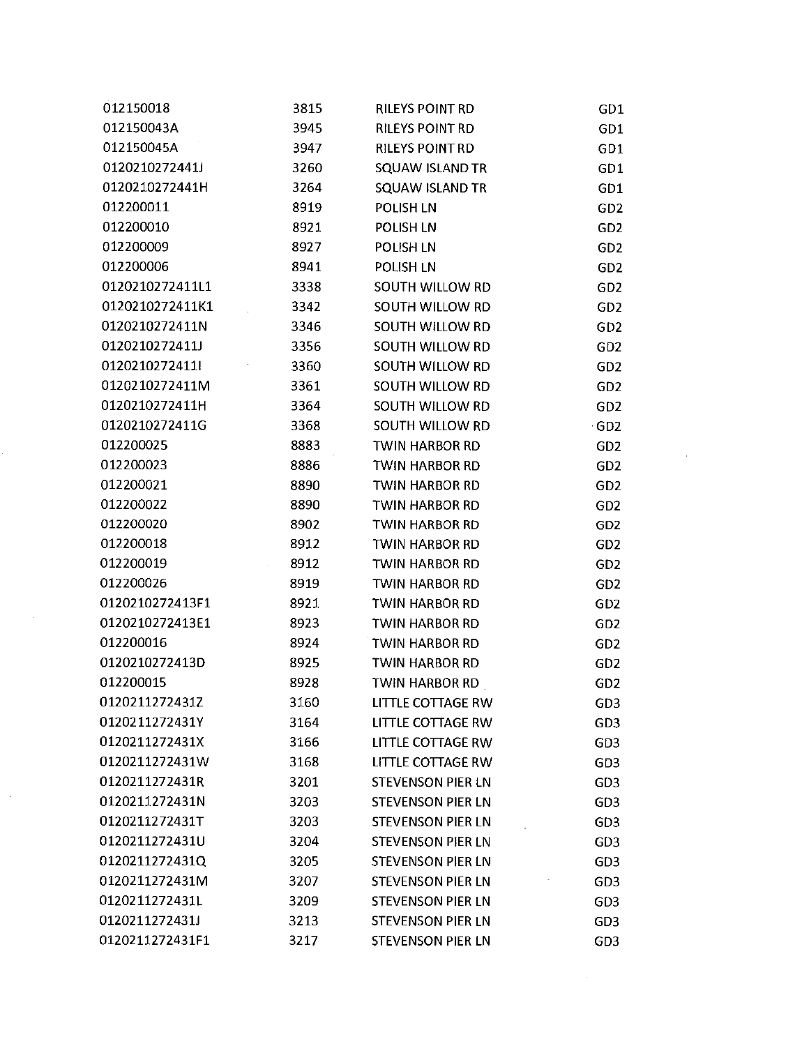| | | | |
|---|---|---|---|
| 012150018 | 3815 | RILEYS POINT RD | GD1 |
| 012150043A | 3945 | RILEYS POINT RD | GD1 |
| 012150045A | 3947 | RILEYS POINT RD | GD1 |
| 0120210272441J | 3260 | SQUAW ISLAND TR | GD1 |
| 0120210272441H | 3264 | SQUAW ISLAND TR | GD1 |
| 012200011 | 8919 | POLISH LN | GD2 |
| 012200010 | 8921 | POLISH LN | GD2 |
| 012200009 | 8927 | POLISH LN | GD2 |
| 012200006 | 8941 | POLISH LN | GD2 |
| 0120210272411L1 | 3338 | SOUTH WILLOW RD | GD2 |
| 0120210272411K1 | 3342 | SOUTH WILLOW RD | GD2 |
| 0120210272411N | 3346 | SOUTH WILLOW RD | GD2 |
| 0120210272411J | 3356 | SOUTH WILLOW RD | GD2 |
| 0120210272411I | 3360 | SOUTH WILLOW RD | GD2 |
| 0120210272411M | 3361 | SOUTH WILLOW RD | GD2 |
| 0120210272411H | 3364 | SOUTH WILLOW RD | GD2 |
| 0120210272411G | 3368 | SOUTH WILLOW RD | GD2 |
| 012200025 | 8883 | TWIN HARBOR RD | GD2 |
| 012200023 | 8886 | TWIN HARBOR RD | GD2 |
| 012200021 | 8890 | TWIN HARBOR RD | GD2 |
| 012200022 | 8890 | TWIN HARBOR RD | GD2 |
| 012200020 | 8902 | TWIN HARBOR RD | GD2 |
| 012200018 | 8912 | TWIN HARBOR RD | GD2 |
| 012200019 | 8912 | TWIN HARBOR RD | GD2 |
| 012200026 | 8919 | TWIN HARBOR RD | GD2 |
| 0120210272413F1 | 8921 | TWIN HARBOR RD | GD2 |
| 0120210272413E1 | 8923 | TWIN HARBOR RD | GD2 |
| 012200016 | 8924 | TWIN HARBOR RD | GD2 |
| 0120210272413D | 8925 | TWIN HARBOR RD | GD2 |
| 012200015 | 8928 | TWIN HARBOR RD | GD2 |
| 0120211272431Z | 3160 | LITTLE COTTAGE RW | GD3 |
| 0120211272431Y | 3164 | LITTLE COTTAGE RW | GD3 |
| 0120211272431X | 3166 | LITTLE COTTAGE RW | GD3 |
| 0120211272431W | 3168 | LITTLE COTTAGE RW | GD3 |
| 0120211272431R | 3201 | STEVENSON PIER LN | GD3 |
| 0120211272431N | 3203 | STEVENSON PIER LN | GD3 |
| 0120211272431T | 3203 | STEVENSON PIER LN | GD3 |
| 0120211272431U | 3204 | STEVENSON PIER LN | GD3 |
| 0120211272431Q | 3205 | STEVENSON PIER LN | GD3 |
| 0120211272431M | 3207 | STEVENSON PIER LN | GD3 |
| 0120211272431L | 3209 | STEVENSON PIER LN | GD3 |
| 0120211272431J | 3213 | STEVENSON PIER LN | GD3 |
| 0120211272431F1 | 3217 | STEVENSON PIER LN | GD3 |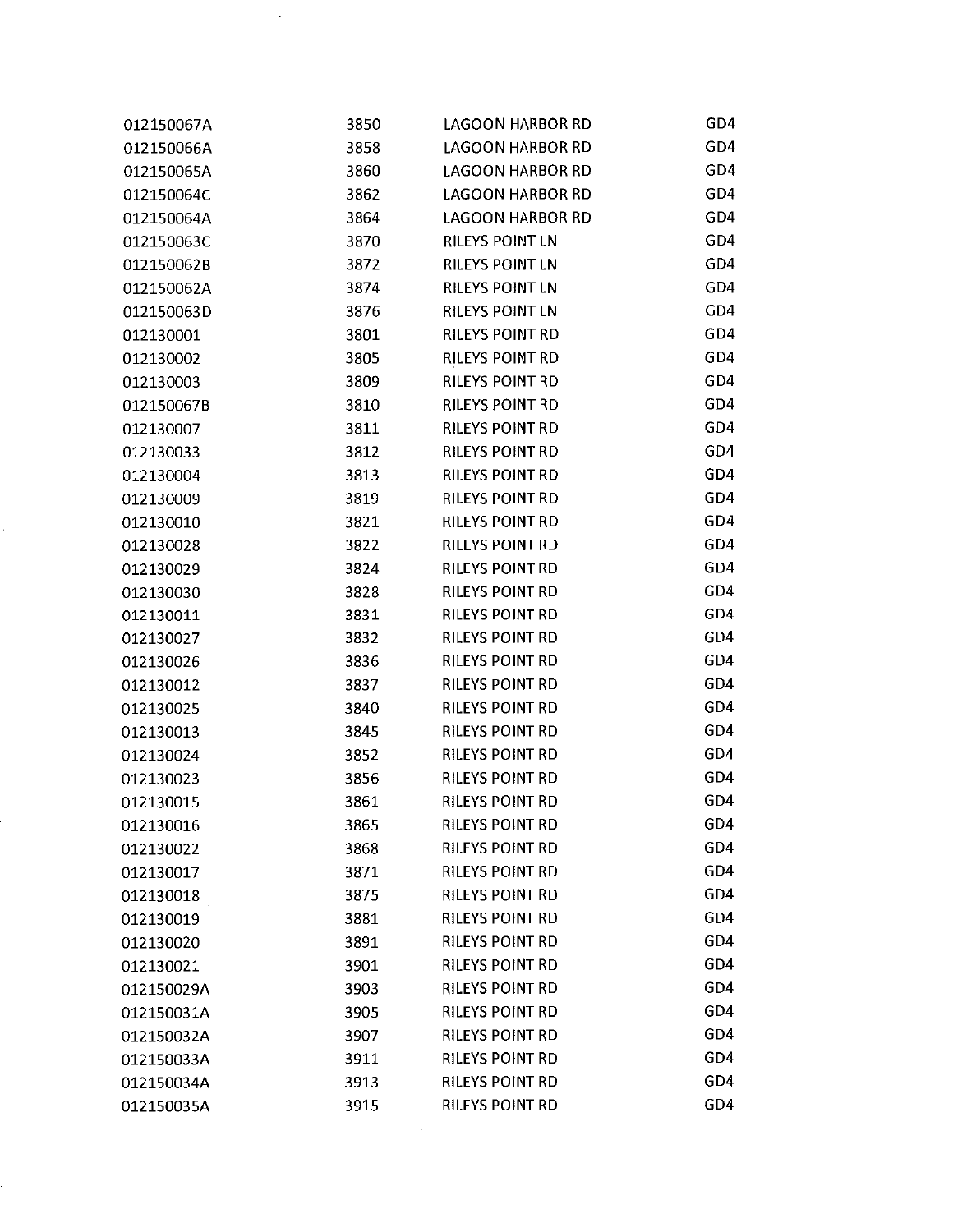| | | | |
|---|---|---|---|
| 012150067A | 3850 | LAGOON HARBOR RD | GD4 |
| 012150066A | 3858 | LAGOON HARBOR RD | GD4 |
| 012150065A | 3860 | LAGOON HARBOR RD | GD4 |
| 012150064C | 3862 | LAGOON HARBOR RD | GD4 |
| 012150064A | 3864 | LAGOON HARBOR RD | GD4 |
| 012150063C | 3870 | RILEYS POINT LN | GD4 |
| 012150062B | 3872 | RILEYS POINT LN | GD4 |
| 012150062A | 3874 | RILEYS POINT LN | GD4 |
| 012150063D | 3876 | RILEYS POINT LN | GD4 |
| 012130001 | 3801 | RILEYS POINT RD | GD4 |
| 012130002 | 3805 | RILEYS POINT RD | GD4 |
| 012130003 | 3809 | RILEYS POINT RD | GD4 |
| 012150067B | 3810 | RILEYS POINT RD | GD4 |
| 012130007 | 3811 | RILEYS POINT RD | GD4 |
| 012130033 | 3812 | RILEYS POINT RD | GD4 |
| 012130004 | 3813 | RILEYS POINT RD | GD4 |
| 012130009 | 3819 | RILEYS POINT RD | GD4 |
| 012130010 | 3821 | RILEYS POINT RD | GD4 |
| 012130028 | 3822 | RILEYS POINT RD | GD4 |
| 012130029 | 3824 | RILEYS POINT RD | GD4 |
| 012130030 | 3828 | RILEYS POINT RD | GD4 |
| 012130011 | 3831 | RILEYS POINT RD | GD4 |
| 012130027 | 3832 | RILEYS POINT RD | GD4 |
| 012130026 | 3836 | RILEYS POINT RD | GD4 |
| 012130012 | 3837 | RILEYS POINT RD | GD4 |
| 012130025 | 3840 | RILEYS POINT RD | GD4 |
| 012130013 | 3845 | RILEYS POINT RD | GD4 |
| 012130024 | 3852 | RILEYS POINT RD | GD4 |
| 012130023 | 3856 | RILEYS POINT RD | GD4 |
| 012130015 | 3861 | RILEYS POINT RD | GD4 |
| 012130016 | 3865 | RILEYS POINT RD | GD4 |
| 012130022 | 3868 | RILEYS POINT RD | GD4 |
| 012130017 | 3871 | RILEYS POINT RD | GD4 |
| 012130018 | 3875 | RILEYS POINT RD | GD4 |
| 012130019 | 3881 | RILEYS POINT RD | GD4 |
| 012130020 | 3891 | RILEYS POINT RD | GD4 |
| 012130021 | 3901 | RILEYS POINT RD | GD4 |
| 012150029A | 3903 | RILEYS POINT RD | GD4 |
| 012150031A | 3905 | RILEYS POINT RD | GD4 |
| 012150032A | 3907 | RILEYS POINT RD | GD4 |
| 012150033A | 3911 | RILEYS POINT RD | GD4 |
| 012150034A | 3913 | RILEYS POINT RD | GD4 |
| 012150035A | 3915 | RILEYS POINT RD | GD4 |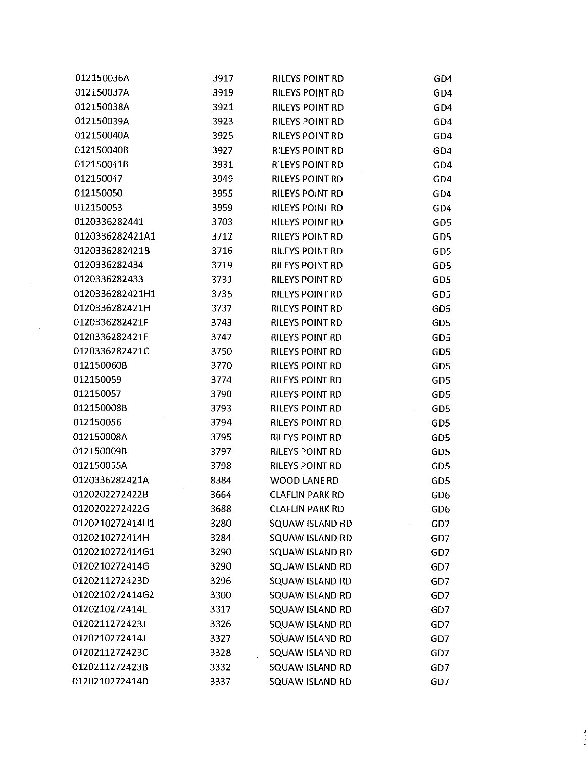| | | | |
|---|---|---|---|
| 012150036A | 3917 | RILEYS POINT RD | GD4 |
| 012150037A | 3919 | RILEYS POINT RD | GD4 |
| 012150038A | 3921 | RILEYS POINT RD | GD4 |
| 012150039A | 3923 | RILEYS POINT RD | GD4 |
| 012150040A | 3925 | RILEYS POINT RD | GD4 |
| 012150040B | 3927 | RILEYS POINT RD | GD4 |
| 012150041B | 3931 | RILEYS POINT RD | GD4 |
| 012150047 | 3949 | RILEYS POINT RD | GD4 |
| 012150050 | 3955 | RILEYS POINT RD | GD4 |
| 012150053 | 3959 | RILEYS POINT RD | GD4 |
| 0120336282441 | 3703 | RILEYS POINT RD | GD5 |
| 0120336282421A1 | 3712 | RILEYS POINT RD | GD5 |
| 0120336282421B | 3716 | RILEYS POINT RD | GD5 |
| 0120336282434 | 3719 | RILEYS POINT RD | GD5 |
| 0120336282433 | 3731 | RILEYS POINT RD | GD5 |
| 0120336282421H1 | 3735 | RILEYS POINT RD | GD5 |
| 0120336282421H | 3737 | RILEYS POINT RD | GD5 |
| 0120336282421F | 3743 | RILEYS POINT RD | GD5 |
| 0120336282421E | 3747 | RILEYS POINT RD | GD5 |
| 0120336282421C | 3750 | RILEYS POINT RD | GD5 |
| 012150060B | 3770 | RILEYS POINT RD | GD5 |
| 012150059 | 3774 | RILEYS POINT RD | GD5 |
| 012150057 | 3790 | RILEYS POINT RD | GD5 |
| 012150008B | 3793 | RILEYS POINT RD | GD5 |
| 012150056 | 3794 | RILEYS POINT RD | GD5 |
| 012150008A | 3795 | RILEYS POINT RD | GD5 |
| 012150009B | 3797 | RILEYS POINT RD | GD5 |
| 012150055A | 3798 | RILEYS POINT RD | GD5 |
| 0120336282421A | 8384 | WOOD LANE RD | GD5 |
| 0120202272422B | 3664 | CLAFLIN PARK RD | GD6 |
| 0120202272422G | 3688 | CLAFLIN PARK RD | GD6 |
| 0120210272414H1 | 3280 | SQUAW ISLAND RD | GD7 |
| 0120210272414H | 3284 | SQUAW ISLAND RD | GD7 |
| 0120210272414G1 | 3290 | SQUAW ISLAND RD | GD7 |
| 0120210272414G | 3290 | SQUAW ISLAND RD | GD7 |
| 0120211272423D | 3296 | SQUAW ISLAND RD | GD7 |
| 0120210272414G2 | 3300 | SQUAW ISLAND RD | GD7 |
| 0120210272414E | 3317 | SQUAW ISLAND RD | GD7 |
| 0120211272423J | 3326 | SQUAW ISLAND RD | GD7 |
| 0120210272414J | 3327 | SQUAW ISLAND RD | GD7 |
| 0120211272423C | 3328 | SQUAW ISLAND RD | GD7 |
| 0120211272423B | 3332 | SQUAW ISLAND RD | GD7 |
| 0120210272414D | 3337 | SQUAW ISLAND RD | GD7 |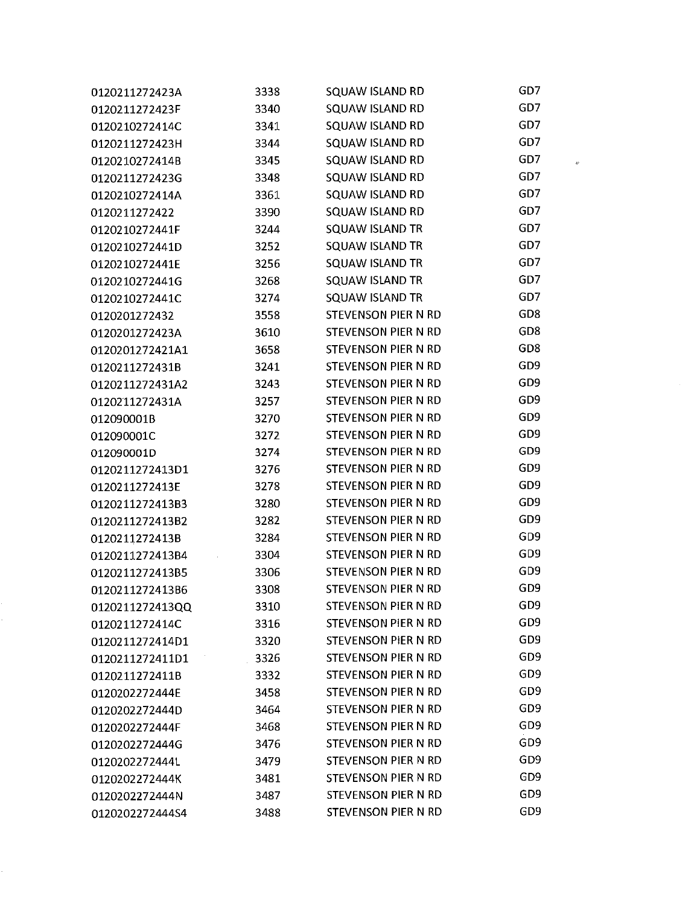| | | | |
|---|---|---|---|
| 0120211272423A | 3338 | SQUAW ISLAND RD | GD7 |
| 0120211272423F | 3340 | SQUAW ISLAND RD | GD7 |
| 0120210272414C | 3341 | SQUAW ISLAND RD | GD7 |
| 0120211272423H | 3344 | SQUAW ISLAND RD | GD7 |
| 0120210272414B | 3345 | SQUAW ISLAND RD | GD7 |
| 0120211272423G | 3348 | SQUAW ISLAND RD | GD7 |
| 0120210272414A | 3361 | SQUAW ISLAND RD | GD7 |
| 0120211272422 | 3390 | SQUAW ISLAND RD | GD7 |
| 0120210272441F | 3244 | SQUAW ISLAND TR | GD7 |
| 0120210272441D | 3252 | SQUAW ISLAND TR | GD7 |
| 0120210272441E | 3256 | SQUAW ISLAND TR | GD7 |
| 0120210272441G | 3268 | SQUAW ISLAND TR | GD7 |
| 0120210272441C | 3274 | SQUAW ISLAND TR | GD7 |
| 0120201272432 | 3558 | STEVENSON PIER N RD | GD8 |
| 0120201272423A | 3610 | STEVENSON PIER N RD | GD8 |
| 0120201272421A1 | 3658 | STEVENSON PIER N RD | GD8 |
| 0120211272431B | 3241 | STEVENSON PIER N RD | GD9 |
| 0120211272431A2 | 3243 | STEVENSON PIER N RD | GD9 |
| 0120211272431A | 3257 | STEVENSON PIER N RD | GD9 |
| 012090001B | 3270 | STEVENSON PIER N RD | GD9 |
| 012090001C | 3272 | STEVENSON PIER N RD | GD9 |
| 012090001D | 3274 | STEVENSON PIER N RD | GD9 |
| 0120211272413D1 | 3276 | STEVENSON PIER N RD | GD9 |
| 0120211272413E | 3278 | STEVENSON PIER N RD | GD9 |
| 0120211272413B3 | 3280 | STEVENSON PIER N RD | GD9 |
| 0120211272413B2 | 3282 | STEVENSON PIER N RD | GD9 |
| 0120211272413B | 3284 | STEVENSON PIER N RD | GD9 |
| 0120211272413B4 | 3304 | STEVENSON PIER N RD | GD9 |
| 0120211272413B5 | 3306 | STEVENSON PIER N RD | GD9 |
| 0120211272413B6 | 3308 | STEVENSON PIER N RD | GD9 |
| 0120211272413QQ | 3310 | STEVENSON PIER N RD | GD9 |
| 0120211272414C | 3316 | STEVENSON PIER N RD | GD9 |
| 0120211272414D1 | 3320 | STEVENSON PIER N RD | GD9 |
| 0120211272411D1 | 3326 | STEVENSON PIER N RD | GD9 |
| 0120211272411B | 3332 | STEVENSON PIER N RD | GD9 |
| 0120202272444E | 3458 | STEVENSON PIER N RD | GD9 |
| 0120202272444D | 3464 | STEVENSON PIER N RD | GD9 |
| 0120202272444F | 3468 | STEVENSON PIER N RD | GD9 |
| 0120202272444G | 3476 | STEVENSON PIER N RD | GD9 |
| 0120202272444L | 3479 | STEVENSON PIER N RD | GD9 |
| 0120202272444K | 3481 | STEVENSON PIER N RD | GD9 |
| 0120202272444N | 3487 | STEVENSON PIER N RD | GD9 |
| 0120202272444S4 | 3488 | STEVENSON PIER N RD | GD9 |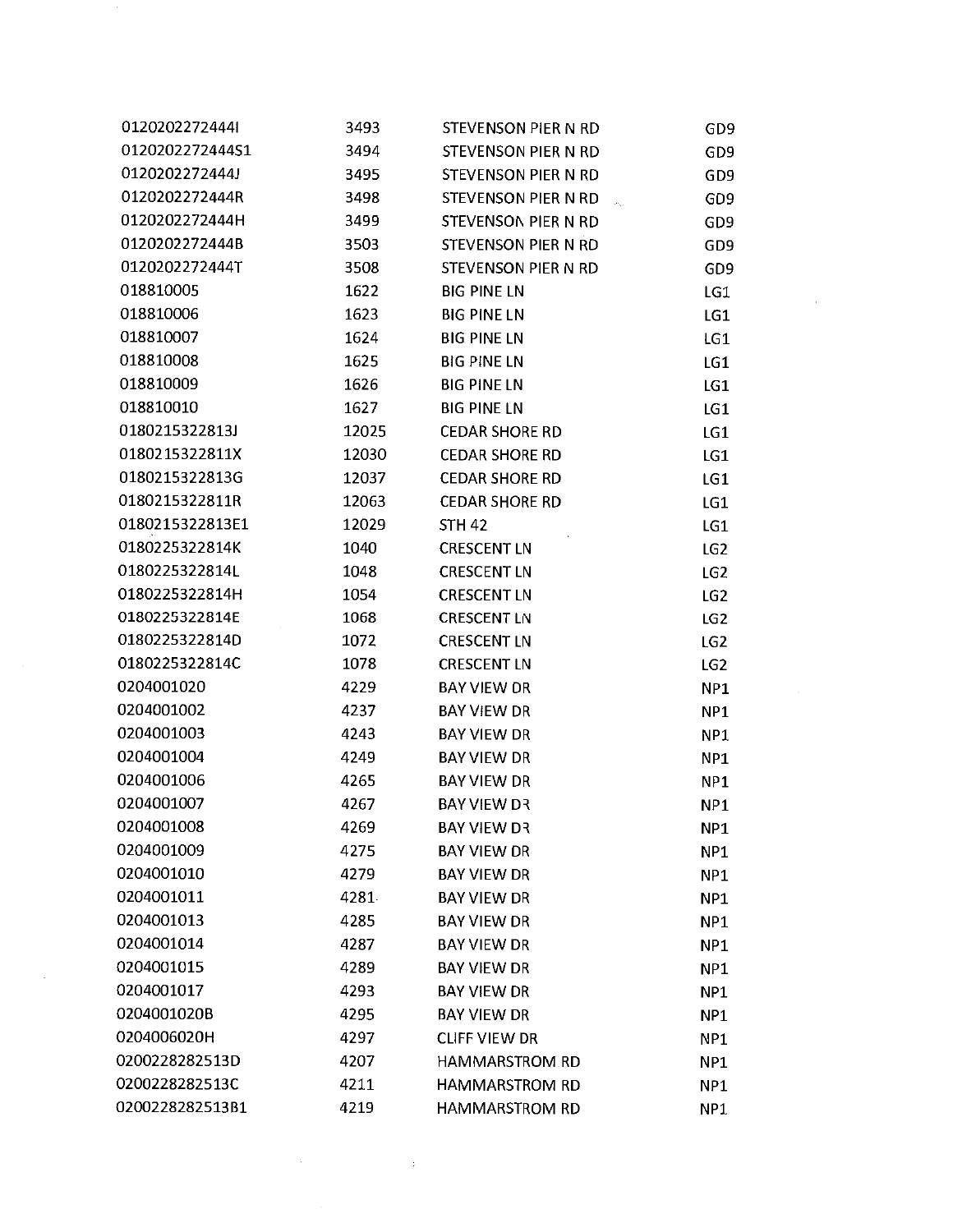| | | | |
|---|---|---|---|
| 0120202272444I | 3493 | STEVENSON PIER N RD | GD9 |
| 0120202272444S1 | 3494 | STEVENSON PIER N RD | GD9 |
| 0120202272444J | 3495 | STEVENSON PIER N RD | GD9 |
| 0120202272444R | 3498 | STEVENSON PIER N RD | GD9 |
| 0120202272444H | 3499 | STEVENSON PIER N RD | GD9 |
| 0120202272444B | 3503 | STEVENSON PIER N RD | GD9 |
| 0120202272444T | 3508 | STEVENSON PIER N RD | GD9 |
| 018810005 | 1622 | BIG PINE LN | LG1 |
| 018810006 | 1623 | BIG PINE LN | LG1 |
| 018810007 | 1624 | BIG PINE LN | LG1 |
| 018810008 | 1625 | BIG PINE LN | LG1 |
| 018810009 | 1626 | BIG PINE LN | LG1 |
| 018810010 | 1627 | BIG PINE LN | LG1 |
| 0180215322813J | 12025 | CEDAR SHORE RD | LG1 |
| 0180215322811X | 12030 | CEDAR SHORE RD | LG1 |
| 0180215322813G | 12037 | CEDAR SHORE RD | LG1 |
| 0180215322811R | 12063 | CEDAR SHORE RD | LG1 |
| 0180215322813E1 | 12029 | STH 42 | LG1 |
| 0180225322814K | 1040 | CRESCENT LN | LG2 |
| 0180225322814L | 1048 | CRESCENT LN | LG2 |
| 0180225322814H | 1054 | CRESCENT LN | LG2 |
| 0180225322814E | 1068 | CRESCENT LN | LG2 |
| 0180225322814D | 1072 | CRESCENT LN | LG2 |
| 0180225322814C | 1078 | CRESCENT LN | LG2 |
| 0204001020 | 4229 | BAY VIEW DR | NP1 |
| 0204001002 | 4237 | BAY VIEW DR | NP1 |
| 0204001003 | 4243 | BAY VIEW DR | NP1 |
| 0204001004 | 4249 | BAY VIEW DR | NP1 |
| 0204001006 | 4265 | BAY VIEW DR | NP1 |
| 0204001007 | 4267 | BAY VIEW DR | NP1 |
| 0204001008 | 4269 | BAY VIEW DR | NP1 |
| 0204001009 | 4275 | BAY VIEW DR | NP1 |
| 0204001010 | 4279 | BAY VIEW DR | NP1 |
| 0204001011 | 4281 | BAY VIEW DR | NP1 |
| 0204001013 | 4285 | BAY VIEW DR | NP1 |
| 0204001014 | 4287 | BAY VIEW DR | NP1 |
| 0204001015 | 4289 | BAY VIEW DR | NP1 |
| 0204001017 | 4293 | BAY VIEW DR | NP1 |
| 0204001020B | 4295 | BAY VIEW DR | NP1 |
| 0204006020H | 4297 | CLIFF VIEW DR | NP1 |
| 0200228282513D | 4207 | HAMMARSTROM RD | NP1 |
| 0200228282513C | 4211 | HAMMARSTROM RD | NP1 |
| 0200228282513B1 | 4219 | HAMMARSTROM RD | NP1 |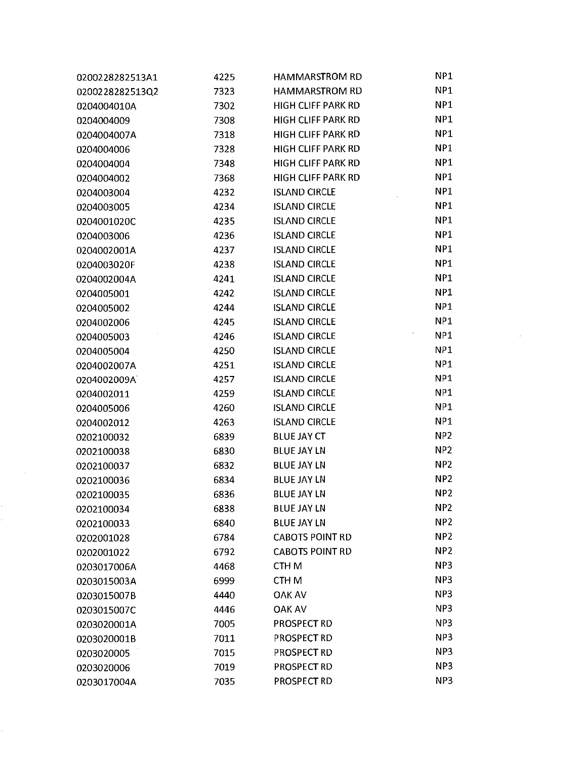| | | | |
|---|---|---|---|
| 0200228282513A1 | 4225 | HAMMARSTROM RD | NP1 |
| 0200228282513Q2 | 7323 | HAMMARSTROM RD | NP1 |
| 0204004010A | 7302 | HIGH CLIFF PARK RD | NP1 |
| 0204004009 | 7308 | HIGH CLIFF PARK RD | NP1 |
| 0204004007A | 7318 | HIGH CLIFF PARK RD | NP1 |
| 0204004006 | 7328 | HIGH CLIFF PARK RD | NP1 |
| 0204004004 | 7348 | HIGH CLIFF PARK RD | NP1 |
| 0204004002 | 7368 | HIGH CLIFF PARK RD | NP1 |
| 0204003004 | 4232 | ISLAND CIRCLE | NP1 |
| 0204003005 | 4234 | ISLAND CIRCLE | NP1 |
| 0204001020C | 4235 | ISLAND CIRCLE | NP1 |
| 0204003006 | 4236 | ISLAND CIRCLE | NP1 |
| 0204002001A | 4237 | ISLAND CIRCLE | NP1 |
| 0204003020F | 4238 | ISLAND CIRCLE | NP1 |
| 0204002004A | 4241 | ISLAND CIRCLE | NP1 |
| 0204005001 | 4242 | ISLAND CIRCLE | NP1 |
| 0204005002 | 4244 | ISLAND CIRCLE | NP1 |
| 0204002006 | 4245 | ISLAND CIRCLE | NP1 |
| 0204005003 | 4246 | ISLAND CIRCLE | NP1 |
| 0204005004 | 4250 | ISLAND CIRCLE | NP1 |
| 0204002007A | 4251 | ISLAND CIRCLE | NP1 |
| 0204002009A | 4257 | ISLAND CIRCLE | NP1 |
| 0204002011 | 4259 | ISLAND CIRCLE | NP1 |
| 0204005006 | 4260 | ISLAND CIRCLE | NP1 |
| 0204002012 | 4263 | ISLAND CIRCLE | NP1 |
| 0202100032 | 6839 | BLUE JAY CT | NP2 |
| 0202100038 | 6830 | BLUE JAY LN | NP2 |
| 0202100037 | 6832 | BLUE JAY LN | NP2 |
| 0202100036 | 6834 | BLUE JAY LN | NP2 |
| 0202100035 | 6836 | BLUE JAY LN | NP2 |
| 0202100034 | 6838 | BLUE JAY LN | NP2 |
| 0202100033 | 6840 | BLUE JAY LN | NP2 |
| 0202001028 | 6784 | CABOTS POINT RD | NP2 |
| 0202001022 | 6792 | CABOTS POINT RD | NP2 |
| 0203017006A | 4468 | CTH M | NP3 |
| 0203015003A | 6999 | CTH M | NP3 |
| 0203015007B | 4440 | OAK AV | NP3 |
| 0203015007C | 4446 | OAK AV | NP3 |
| 0203020001A | 7005 | PROSPECT RD | NP3 |
| 0203020001B | 7011 | PROSPECT RD | NP3 |
| 0203020005 | 7015 | PROSPECT RD | NP3 |
| 0203020006 | 7019 | PROSPECT RD | NP3 |
| 0203017004A | 7035 | PROSPECT RD | NP3 |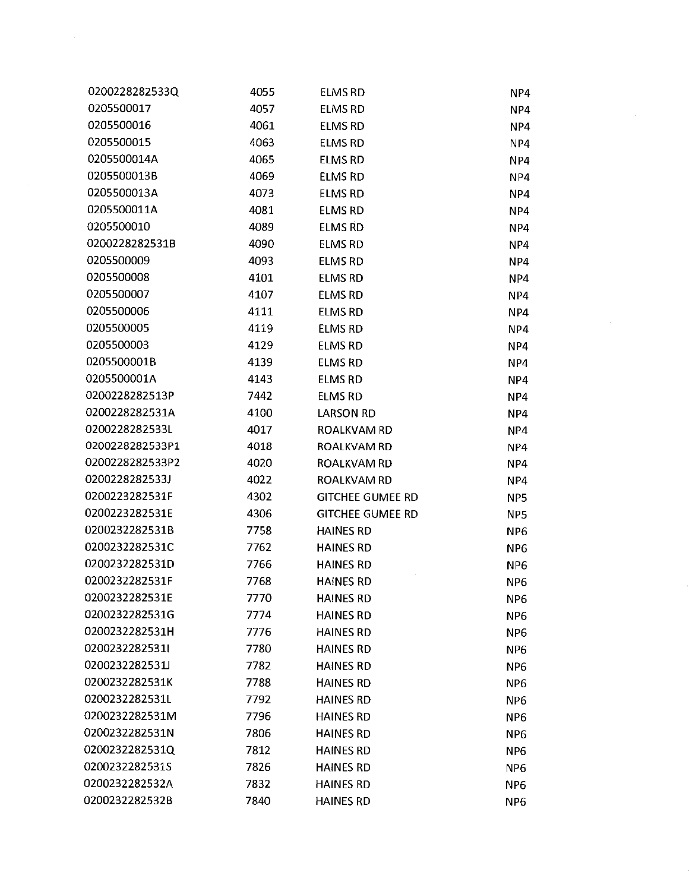| | | | |
|---|---|---|---|
| 0200228282533Q | 4055 | ELMS RD | NP4 |
| 0205500017 | 4057 | ELMS RD | NP4 |
| 0205500016 | 4061 | ELMS RD | NP4 |
| 0205500015 | 4063 | ELMS RD | NP4 |
| 0205500014A | 4065 | ELMS RD | NP4 |
| 0205500013B | 4069 | ELMS RD | NP4 |
| 0205500013A | 4073 | ELMS RD | NP4 |
| 0205500011A | 4081 | ELMS RD | NP4 |
| 0205500010 | 4089 | ELMS RD | NP4 |
| 0200228282531B | 4090 | ELMS RD | NP4 |
| 0205500009 | 4093 | ELMS RD | NP4 |
| 0205500008 | 4101 | ELMS RD | NP4 |
| 0205500007 | 4107 | ELMS RD | NP4 |
| 0205500006 | 4111 | ELMS RD | NP4 |
| 0205500005 | 4119 | ELMS RD | NP4 |
| 0205500003 | 4129 | ELMS RD | NP4 |
| 0205500001B | 4139 | ELMS RD | NP4 |
| 0205500001A | 4143 | ELMS RD | NP4 |
| 0200228282513P | 7442 | ELMS RD | NP4 |
| 0200228282531A | 4100 | LARSON RD | NP4 |
| 0200228282533L | 4017 | ROALKVAM RD | NP4 |
| 0200228282533P1 | 4018 | ROALKVAM RD | NP4 |
| 0200228282533P2 | 4020 | ROALKVAM RD | NP4 |
| 0200228282533J | 4022 | ROALKVAM RD | NP4 |
| 0200223282531F | 4302 | GITCHEE GUMEE RD | NP5 |
| 0200223282531E | 4306 | GITCHEE GUMEE RD | NP5 |
| 0200232282531B | 7758 | HAINES RD | NP6 |
| 0200232282531C | 7762 | HAINES RD | NP6 |
| 0200232282531D | 7766 | HAINES RD | NP6 |
| 0200232282531F | 7768 | HAINES RD | NP6 |
| 0200232282531E | 7770 | HAINES RD | NP6 |
| 0200232282531G | 7774 | HAINES RD | NP6 |
| 0200232282531H | 7776 | HAINES RD | NP6 |
| 0200232282531I | 7780 | HAINES RD | NP6 |
| 0200232282531J | 7782 | HAINES RD | NP6 |
| 0200232282531K | 7788 | HAINES RD | NP6 |
| 0200232282531L | 7792 | HAINES RD | NP6 |
| 0200232282531M | 7796 | HAINES RD | NP6 |
| 0200232282531N | 7806 | HAINES RD | NP6 |
| 0200232282531Q | 7812 | HAINES RD | NP6 |
| 0200232282531S | 7826 | HAINES RD | NP6 |
| 0200232282532A | 7832 | HAINES RD | NP6 |
| 0200232282532B | 7840 | HAINES RD | NP6 |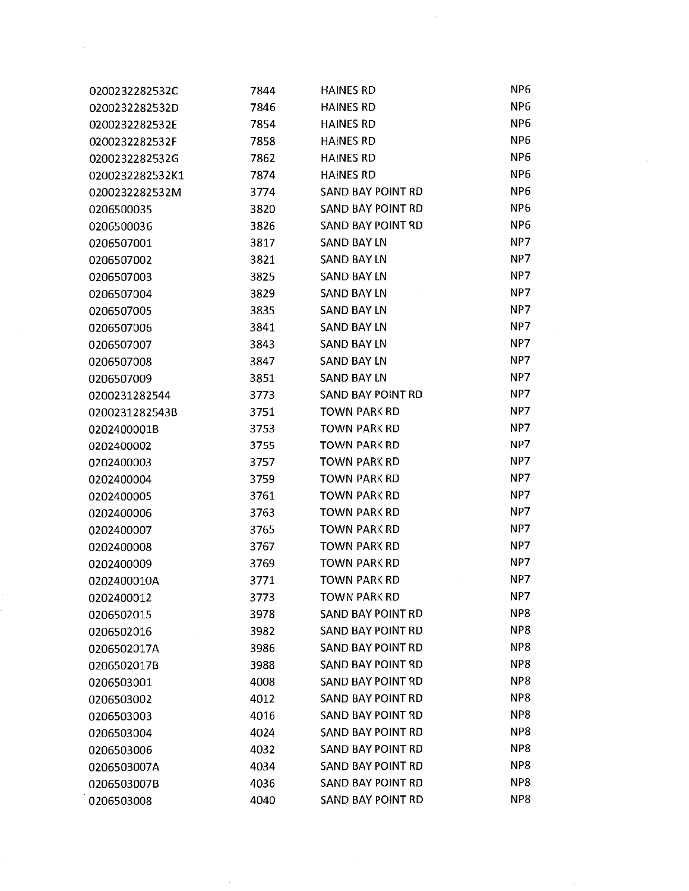| | | | |
|---|---|---|---|
| 0200232282532C | 7844 | HAINES RD | NP6 |
| 0200232282532D | 7846 | HAINES RD | NP6 |
| 0200232282532E | 7854 | HAINES RD | NP6 |
| 0200232282532F | 7858 | HAINES RD | NP6 |
| 0200232282532G | 7862 | HAINES RD | NP6 |
| 0200232282532K1 | 7874 | HAINES RD | NP6 |
| 0200232282532M | 3774 | SAND BAY POINT RD | NP6 |
| 0206500035 | 3820 | SAND BAY POINT RD | NP6 |
| 0206500036 | 3826 | SAND BAY POINT RD | NP6 |
| 0206507001 | 3817 | SAND BAY LN | NP7 |
| 0206507002 | 3821 | SAND BAY LN | NP7 |
| 0206507003 | 3825 | SAND BAY LN | NP7 |
| 0206507004 | 3829 | SAND BAY LN | NP7 |
| 0206507005 | 3835 | SAND BAY LN | NP7 |
| 0206507006 | 3841 | SAND BAY LN | NP7 |
| 0206507007 | 3843 | SAND BAY LN | NP7 |
| 0206507008 | 3847 | SAND BAY LN | NP7 |
| 0206507009 | 3851 | SAND BAY LN | NP7 |
| 0200231282544 | 3773 | SAND BAY POINT RD | NP7 |
| 0200231282543B | 3751 | TOWN PARK RD | NP7 |
| 0202400001B | 3753 | TOWN PARK RD | NP7 |
| 0202400002 | 3755 | TOWN PARK RD | NP7 |
| 0202400003 | 3757 | TOWN PARK RD | NP7 |
| 0202400004 | 3759 | TOWN PARK RD | NP7 |
| 0202400005 | 3761 | TOWN PARK RD | NP7 |
| 0202400006 | 3763 | TOWN PARK RD | NP7 |
| 0202400007 | 3765 | TOWN PARK RD | NP7 |
| 0202400008 | 3767 | TOWN PARK RD | NP7 |
| 0202400009 | 3769 | TOWN PARK RD | NP7 |
| 0202400010A | 3771 | TOWN PARK RD | NP7 |
| 0202400012 | 3773 | TOWN PARK RD | NP7 |
| 0206502015 | 3978 | SAND BAY POINT RD | NP8 |
| 0206502016 | 3982 | SAND BAY POINT RD | NP8 |
| 0206502017A | 3986 | SAND BAY POINT RD | NP8 |
| 0206502017B | 3988 | SAND BAY POINT RD | NP8 |
| 0206503001 | 4008 | SAND BAY POINT RD | NP8 |
| 0206503002 | 4012 | SAND BAY POINT RD | NP8 |
| 0206503003 | 4016 | SAND BAY POINT RD | NP8 |
| 0206503004 | 4024 | SAND BAY POINT RD | NP8 |
| 0206503006 | 4032 | SAND BAY POINT RD | NP8 |
| 0206503007A | 4034 | SAND BAY POINT RD | NP8 |
| 0206503007B | 4036 | SAND BAY POINT RD | NP8 |
| 0206503008 | 4040 | SAND BAY POINT RD | NP8 |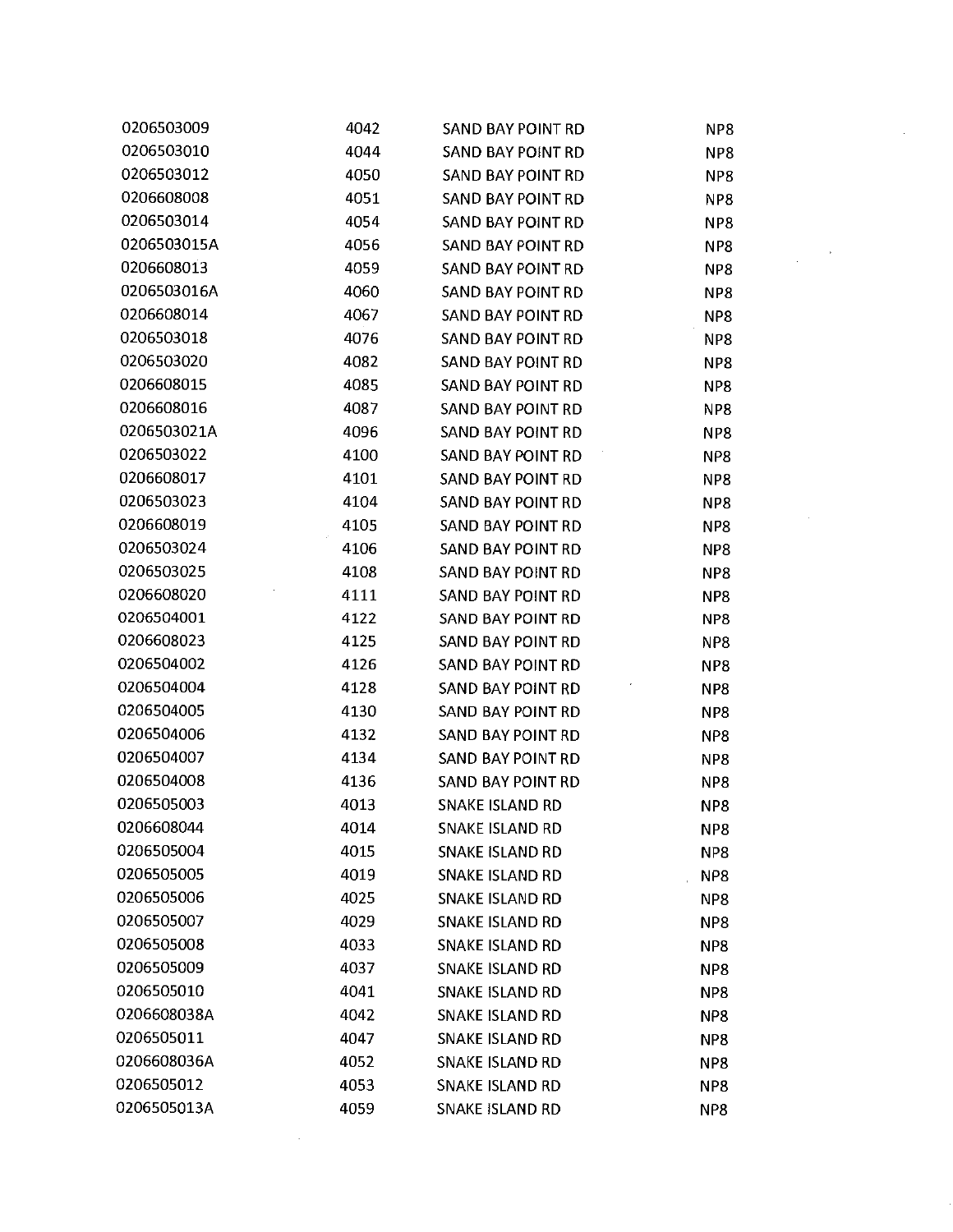| | | | |
|---|---|---|---|
| 0206503009 | 4042 | SAND BAY POINT RD | NP8 |
| 0206503010 | 4044 | SAND BAY POINT RD | NP8 |
| 0206503012 | 4050 | SAND BAY POINT RD | NP8 |
| 0206608008 | 4051 | SAND BAY POINT RD | NP8 |
| 0206503014 | 4054 | SAND BAY POINT RD | NP8 |
| 0206503015A | 4056 | SAND BAY POINT RD | NP8 |
| 0206608013 | 4059 | SAND BAY POINT RD | NP8 |
| 0206503016A | 4060 | SAND BAY POINT RD | NP8 |
| 0206608014 | 4067 | SAND BAY POINT RD | NP8 |
| 0206503018 | 4076 | SAND BAY POINT RD | NP8 |
| 0206503020 | 4082 | SAND BAY POINT RD | NP8 |
| 0206608015 | 4085 | SAND BAY POINT RD | NP8 |
| 0206608016 | 4087 | SAND BAY POINT RD | NP8 |
| 0206503021A | 4096 | SAND BAY POINT RD | NP8 |
| 0206503022 | 4100 | SAND BAY POINT RD | NP8 |
| 0206608017 | 4101 | SAND BAY POINT RD | NP8 |
| 0206503023 | 4104 | SAND BAY POINT RD | NP8 |
| 0206608019 | 4105 | SAND BAY POINT RD | NP8 |
| 0206503024 | 4106 | SAND BAY POINT RD | NP8 |
| 0206503025 | 4108 | SAND BAY POINT RD | NP8 |
| 0206608020 | 4111 | SAND BAY POINT RD | NP8 |
| 0206504001 | 4122 | SAND BAY POINT RD | NP8 |
| 0206608023 | 4125 | SAND BAY POINT RD | NP8 |
| 0206504002 | 4126 | SAND BAY POINT RD | NP8 |
| 0206504004 | 4128 | SAND BAY POINT RD | NP8 |
| 0206504005 | 4130 | SAND BAY POINT RD | NP8 |
| 0206504006 | 4132 | SAND BAY POINT RD | NP8 |
| 0206504007 | 4134 | SAND BAY POINT RD | NP8 |
| 0206504008 | 4136 | SAND BAY POINT RD | NP8 |
| 0206505003 | 4013 | SNAKE ISLAND RD | NP8 |
| 0206608044 | 4014 | SNAKE ISLAND RD | NP8 |
| 0206505004 | 4015 | SNAKE ISLAND RD | NP8 |
| 0206505005 | 4019 | SNAKE ISLAND RD | NP8 |
| 0206505006 | 4025 | SNAKE ISLAND RD | NP8 |
| 0206505007 | 4029 | SNAKE ISLAND RD | NP8 |
| 0206505008 | 4033 | SNAKE ISLAND RD | NP8 |
| 0206505009 | 4037 | SNAKE ISLAND RD | NP8 |
| 0206505010 | 4041 | SNAKE ISLAND RD | NP8 |
| 0206608038A | 4042 | SNAKE ISLAND RD | NP8 |
| 0206505011 | 4047 | SNAKE ISLAND RD | NP8 |
| 0206608036A | 4052 | SNAKE ISLAND RD | NP8 |
| 0206505012 | 4053 | SNAKE ISLAND RD | NP8 |
| 0206505013A | 4059 | SNAKE ISLAND RD | NP8 |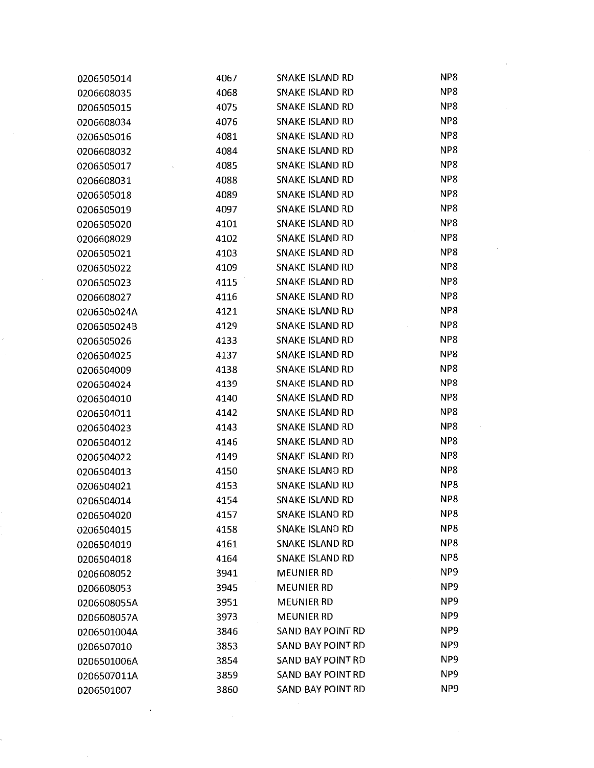| | | | |
|---|---|---|---|
| 0206505014 | 4067 | SNAKE ISLAND RD | NP8 |
| 0206608035 | 4068 | SNAKE ISLAND RD | NP8 |
| 0206505015 | 4075 | SNAKE ISLAND RD | NP8 |
| 0206608034 | 4076 | SNAKE ISLAND RD | NP8 |
| 0206505016 | 4081 | SNAKE ISLAND RD | NP8 |
| 0206608032 | 4084 | SNAKE ISLAND RD | NP8 |
| 0206505017 | 4085 | SNAKE ISLAND RD | NP8 |
| 0206608031 | 4088 | SNAKE ISLAND RD | NP8 |
| 0206505018 | 4089 | SNAKE ISLAND RD | NP8 |
| 0206505019 | 4097 | SNAKE ISLAND RD | NP8 |
| 0206505020 | 4101 | SNAKE ISLAND RD | NP8 |
| 0206608029 | 4102 | SNAKE ISLAND RD | NP8 |
| 0206505021 | 4103 | SNAKE ISLAND RD | NP8 |
| 0206505022 | 4109 | SNAKE ISLAND RD | NP8 |
| 0206505023 | 4115 | SNAKE ISLAND RD | NP8 |
| 0206608027 | 4116 | SNAKE ISLAND RD | NP8 |
| 0206505024A | 4121 | SNAKE ISLAND RD | NP8 |
| 0206505024B | 4129 | SNAKE ISLAND RD | NP8 |
| 0206505026 | 4133 | SNAKE ISLAND RD | NP8 |
| 0206504025 | 4137 | SNAKE ISLAND RD | NP8 |
| 0206504009 | 4138 | SNAKE ISLAND RD | NP8 |
| 0206504024 | 4139 | SNAKE ISLAND RD | NP8 |
| 0206504010 | 4140 | SNAKE ISLAND RD | NP8 |
| 0206504011 | 4142 | SNAKE ISLAND RD | NP8 |
| 0206504023 | 4143 | SNAKE ISLAND RD | NP8 |
| 0206504012 | 4146 | SNAKE ISLAND RD | NP8 |
| 0206504022 | 4149 | SNAKE ISLAND RD | NP8 |
| 0206504013 | 4150 | SNAKE ISLAND RD | NP8 |
| 0206504021 | 4153 | SNAKE ISLAND RD | NP8 |
| 0206504014 | 4154 | SNAKE ISLAND RD | NP8 |
| 0206504020 | 4157 | SNAKE ISLAND RD | NP8 |
| 0206504015 | 4158 | SNAKE ISLAND RD | NP8 |
| 0206504019 | 4161 | SNAKE ISLAND RD | NP8 |
| 0206504018 | 4164 | SNAKE ISLAND RD | NP8 |
| 0206608052 | 3941 | MEUNIER RD | NP9 |
| 0206608053 | 3945 | MEUNIER RD | NP9 |
| 0206608055A | 3951 | MEUNIER RD | NP9 |
| 0206608057A | 3973 | MEUNIER RD | NP9 |
| 0206501004A | 3846 | SAND BAY POINT RD | NP9 |
| 0206507010 | 3853 | SAND BAY POINT RD | NP9 |
| 0206501006A | 3854 | SAND BAY POINT RD | NP9 |
| 0206507011A | 3859 | SAND BAY POINT RD | NP9 |
| 0206501007 | 3860 | SAND BAY POINT RD | NP9 |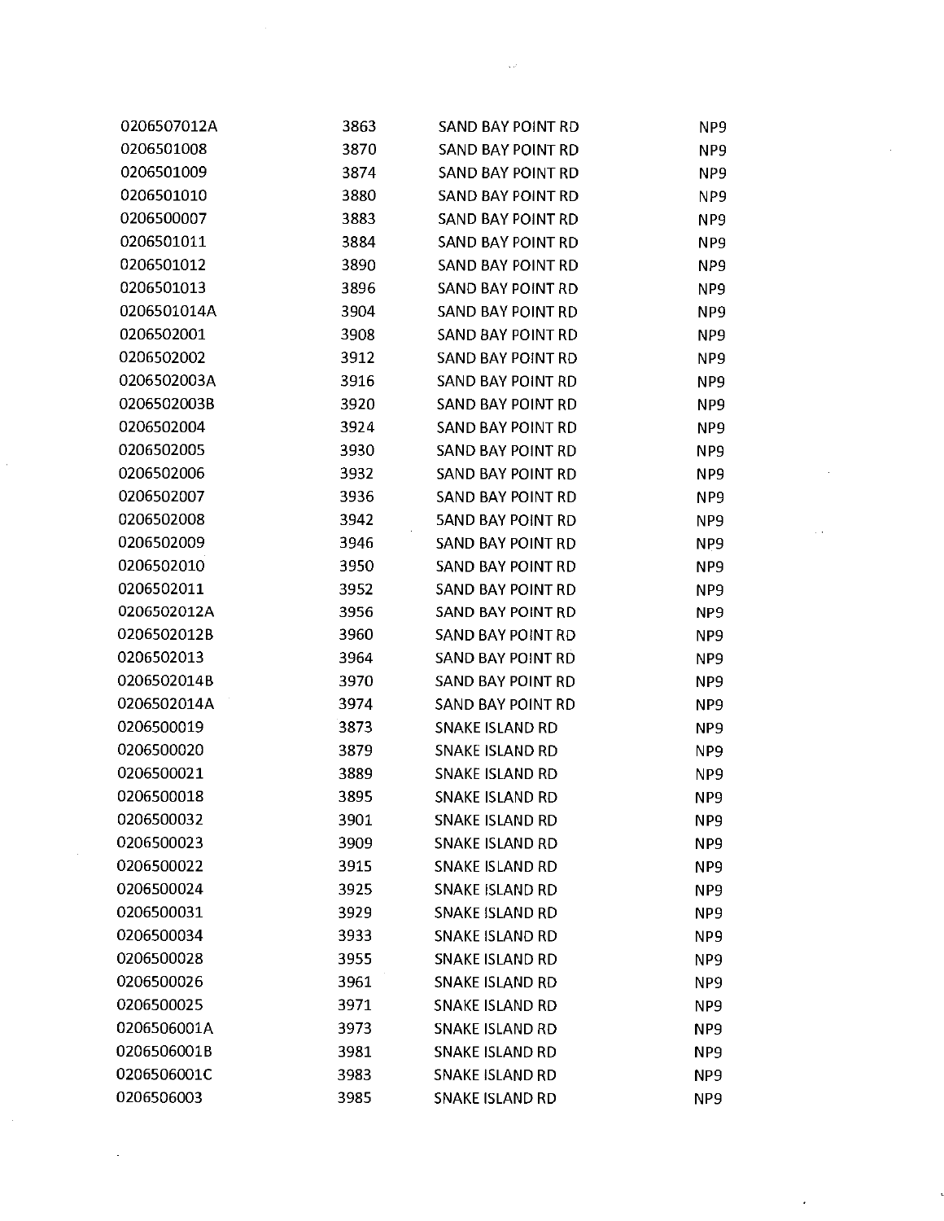| | | | |
|---|---|---|---|
| 0206507012A | 3863 | SAND BAY POINT RD | NP9 |
| 0206501008 | 3870 | SAND BAY POINT RD | NP9 |
| 0206501009 | 3874 | SAND BAY POINT RD | NP9 |
| 0206501010 | 3880 | SAND BAY POINT RD | NP9 |
| 0206500007 | 3883 | SAND BAY POINT RD | NP9 |
| 0206501011 | 3884 | SAND BAY POINT RD | NP9 |
| 0206501012 | 3890 | SAND BAY POINT RD | NP9 |
| 0206501013 | 3896 | SAND BAY POINT RD | NP9 |
| 0206501014A | 3904 | SAND BAY POINT RD | NP9 |
| 0206502001 | 3908 | SAND BAY POINT RD | NP9 |
| 0206502002 | 3912 | SAND BAY POINT RD | NP9 |
| 0206502003A | 3916 | SAND BAY POINT RD | NP9 |
| 0206502003B | 3920 | SAND BAY POINT RD | NP9 |
| 0206502004 | 3924 | SAND BAY POINT RD | NP9 |
| 0206502005 | 3930 | SAND BAY POINT RD | NP9 |
| 0206502006 | 3932 | SAND BAY POINT RD | NP9 |
| 0206502007 | 3936 | SAND BAY POINT RD | NP9 |
| 0206502008 | 3942 | SAND BAY POINT RD | NP9 |
| 0206502009 | 3946 | SAND BAY POINT RD | NP9 |
| 0206502010 | 3950 | SAND BAY POINT RD | NP9 |
| 0206502011 | 3952 | SAND BAY POINT RD | NP9 |
| 0206502012A | 3956 | SAND BAY POINT RD | NP9 |
| 0206502012B | 3960 | SAND BAY POINT RD | NP9 |
| 0206502013 | 3964 | SAND BAY POINT RD | NP9 |
| 0206502014B | 3970 | SAND BAY POINT RD | NP9 |
| 0206502014A | 3974 | SAND BAY POINT RD | NP9 |
| 0206500019 | 3873 | SNAKE ISLAND RD | NP9 |
| 0206500020 | 3879 | SNAKE ISLAND RD | NP9 |
| 0206500021 | 3889 | SNAKE ISLAND RD | NP9 |
| 0206500018 | 3895 | SNAKE ISLAND RD | NP9 |
| 0206500032 | 3901 | SNAKE ISLAND RD | NP9 |
| 0206500023 | 3909 | SNAKE ISLAND RD | NP9 |
| 0206500022 | 3915 | SNAKE ISLAND RD | NP9 |
| 0206500024 | 3925 | SNAKE ISLAND RD | NP9 |
| 0206500031 | 3929 | SNAKE ISLAND RD | NP9 |
| 0206500034 | 3933 | SNAKE ISLAND RD | NP9 |
| 0206500028 | 3955 | SNAKE ISLAND RD | NP9 |
| 0206500026 | 3961 | SNAKE ISLAND RD | NP9 |
| 0206500025 | 3971 | SNAKE ISLAND RD | NP9 |
| 0206506001A | 3973 | SNAKE ISLAND RD | NP9 |
| 0206506001B | 3981 | SNAKE ISLAND RD | NP9 |
| 0206506001C | 3983 | SNAKE ISLAND RD | NP9 |
| 0206506003 | 3985 | SNAKE ISLAND RD | NP9 |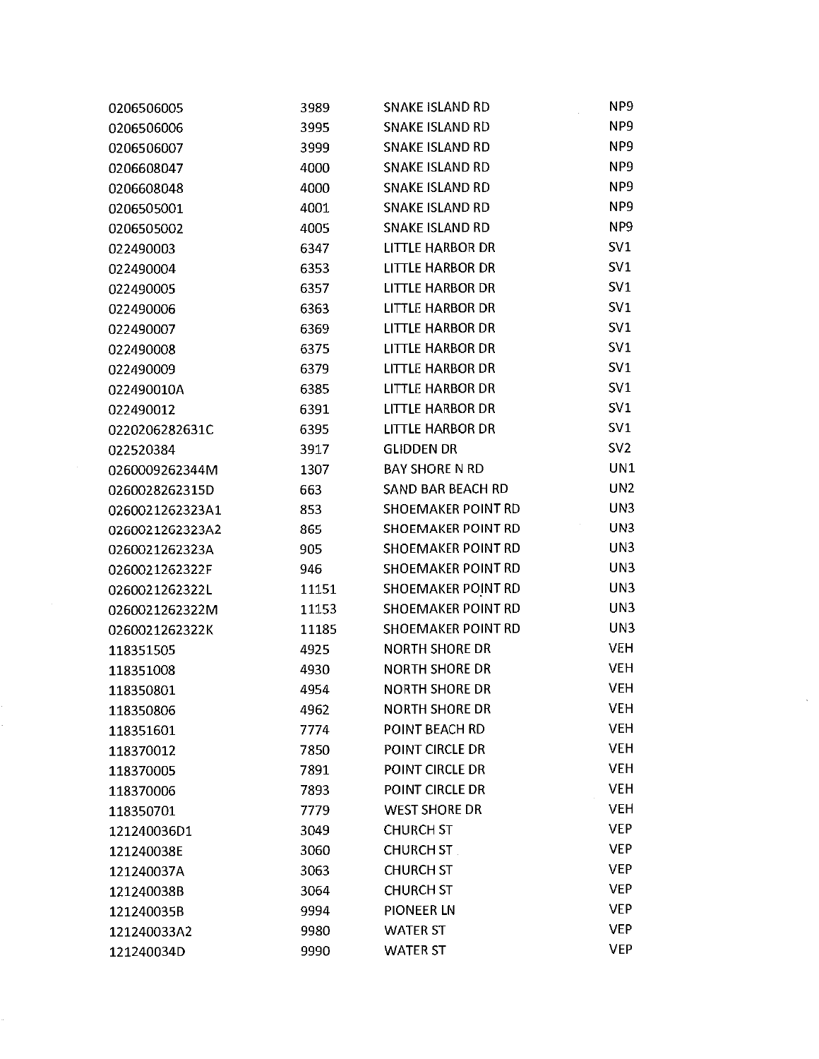| | | | |
|---|---|---|---|
| 0206506005 | 3989 | SNAKE ISLAND RD | NP9 |
| 0206506006 | 3995 | SNAKE ISLAND RD | NP9 |
| 0206506007 | 3999 | SNAKE ISLAND RD | NP9 |
| 0206608047 | 4000 | SNAKE ISLAND RD | NP9 |
| 0206608048 | 4000 | SNAKE ISLAND RD | NP9 |
| 0206505001 | 4001 | SNAKE ISLAND RD | NP9 |
| 0206505002 | 4005 | SNAKE ISLAND RD | NP9 |
| 022490003 | 6347 | LITTLE HARBOR DR | SV1 |
| 022490004 | 6353 | LITTLE HARBOR DR | SV1 |
| 022490005 | 6357 | LITTLE HARBOR DR | SV1 |
| 022490006 | 6363 | LITTLE HARBOR DR | SV1 |
| 022490007 | 6369 | LITTLE HARBOR DR | SV1 |
| 022490008 | 6375 | LITTLE HARBOR DR | SV1 |
| 022490009 | 6379 | LITTLE HARBOR DR | SV1 |
| 022490010A | 6385 | LITTLE HARBOR DR | SV1 |
| 022490012 | 6391 | LITTLE HARBOR DR | SV1 |
| 0220206282631C | 6395 | LITTLE HARBOR DR | SV1 |
| 022520384 | 3917 | GLIDDEN DR | SV2 |
| 0260009262344M | 1307 | BAY SHORE N RD | UN1 |
| 0260028262315D | 663 | SAND BAR BEACH RD | UN2 |
| 0260021262323A1 | 853 | SHOEMAKER POINT RD | UN3 |
| 0260021262323A2 | 865 | SHOEMAKER POINT RD | UN3 |
| 0260021262323A | 905 | SHOEMAKER POINT RD | UN3 |
| 0260021262322F | 946 | SHOEMAKER POINT RD | UN3 |
| 0260021262322L | 11151 | SHOEMAKER POINT RD | UN3 |
| 0260021262322M | 11153 | SHOEMAKER POINT RD | UN3 |
| 0260021262322K | 11185 | SHOEMAKER POINT RD | UN3 |
| 118351505 | 4925 | NORTH SHORE DR | VEH |
| 118351008 | 4930 | NORTH SHORE DR | VEH |
| 118350801 | 4954 | NORTH SHORE DR | VEH |
| 118350806 | 4962 | NORTH SHORE DR | VEH |
| 118351601 | 7774 | POINT BEACH RD | VEH |
| 118370012 | 7850 | POINT CIRCLE DR | VEH |
| 118370005 | 7891 | POINT CIRCLE DR | VEH |
| 118370006 | 7893 | POINT CIRCLE DR | VEH |
| 118350701 | 7779 | WEST SHORE DR | VEH |
| 121240036D1 | 3049 | CHURCH ST | VEP |
| 121240038E | 3060 | CHURCH ST | VEP |
| 121240037A | 3063 | CHURCH ST | VEP |
| 121240038B | 3064 | CHURCH ST | VEP |
| 121240035B | 9994 | PIONEER LN | VEP |
| 121240033A2 | 9980 | WATER ST | VEP |
| 121240034D | 9990 | WATER ST | VEP |